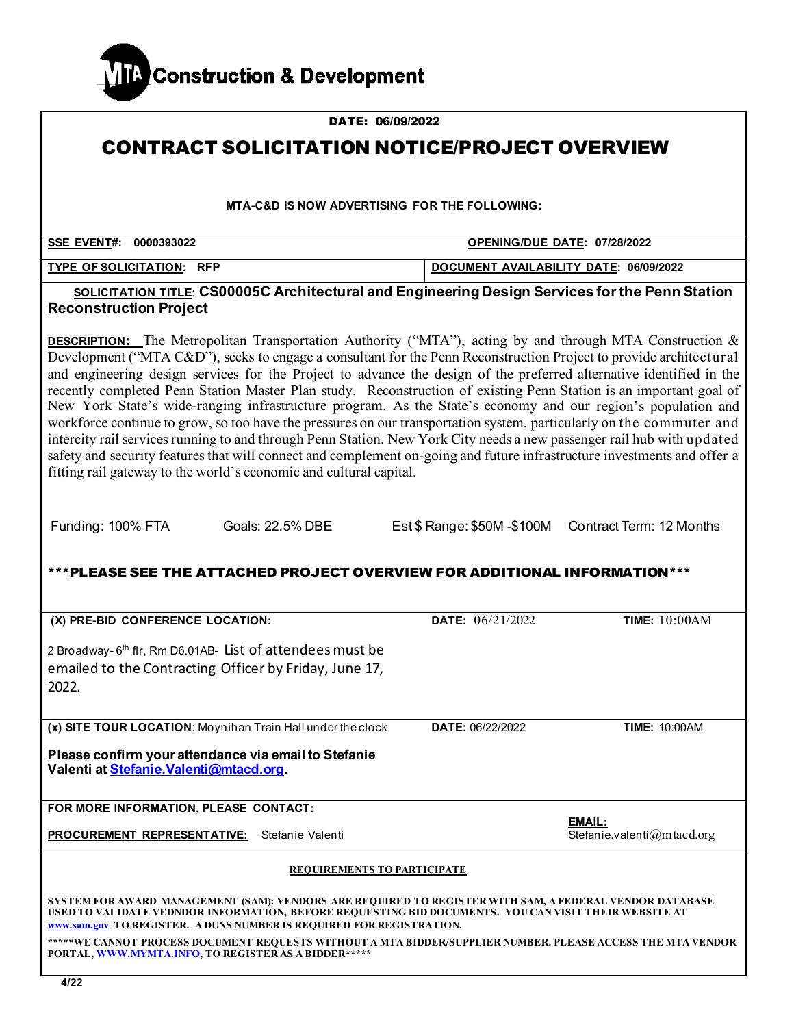MTA Construction & Development

DATE: 06/09/2022

# CONTRACT SOLICITATION NOTICE/PROJECT OVERVIEW

**MTA-C&D IS NOW ADVERTISING FOR THE FOLLOWING:**

| | |
|---|---|
| **SSE EVENT#: 0000393022** | **OPENING/DUE DATE: 07/28/2022** |
| **TYPE OF SOLICITATION: RFP** | **DOCUMENT AVAILABILITY DATE: 06/09/2022** |

**SOLICITATION TITLE: CS00005C Architectural and Engineering Design Services for the Penn Station Reconstruction Project**

**DESCRIPTION:** The Metropolitan Transportation Authority ("MTA"), acting by and through MTA Construction & Development ("MTA C&D"), seeks to engage a consultant for the Penn Reconstruction Project to provide architectural and engineering design services for the Project to advance the design of the preferred alternative identified in the recently completed Penn Station Master Plan study. Reconstruction of existing Penn Station is an important goal of New York State's wide-ranging infrastructure program. As the State's economy and our region's population and workforce continue to grow, so too have the pressures on our transportation system, particularly on the commuter and intercity rail services running to and through Penn Station. New York City needs a new passenger rail hub with updated safety and security features that will connect and complement on-going and future infrastructure investments and offer a fitting rail gateway to the world's economic and cultural capital.

| Funding: 100% FTA | Goals: 22.5% DBE | Est $ Range: $50M -$100M | Contract Term: 12 Months |
|---|---|---|---|

**\*\*\*PLEASE SEE THE ATTACHED PROJECT OVERVIEW FOR ADDITIONAL INFORMATION\*\*\***

| **(X) PRE-BID CONFERENCE LOCATION:** | **DATE:** 06/21/2022 | **TIME:** 10:00AM |
|---|---|---|
| 2 Broadway- 6th flr, Rm D6.01AB- List of attendees must be emailed to the Contracting Officer by Friday, June 17, 2022. | | |

| **(x) SITE TOUR LOCATION**: Moynihan Train Hall under the clock | **DATE:** 06/22/2022 | **TIME:** 10:00AM |
|---|---|---|
| **Please confirm your attendance via email to Stefanie Valenti at Stefanie.Valenti@mtacd.org.** | | |

**FOR MORE INFORMATION, PLEASE CONTACT:**

| | |
|---|---|
| **PROCUREMENT REPRESENTATIVE:** Stefanie Valenti | **EMAIL:** Stefanie.valenti@mtacd.org |

**REQUIREMENTS TO PARTICIPATE**

**SYSTEM FOR AWARD MANAGEMENT (SAM): VENDORS ARE REQUIRED TO REGISTER WITH SAM, A FEDERAL VENDOR DATABASE USED TO VALIDATE VEDNDOR INFORMATION, BEFORE REQUESTING BID DOCUMENTS. YOU CAN VISIT THEIR WEBSITE AT www.sam.gov TO REGISTER. A DUNS NUMBER IS REQUIRED FOR REGISTRATION.**

**\*\*\*\*\*WE CANNOT PROCESS DOCUMENT REQUESTS WITHOUT A MTA BIDDER/SUPPLIER NUMBER. PLEASE ACCESS THE MTA VENDOR PORTAL, WWW.MYMTA.INFO, TO REGISTER AS A BIDDER\*\*\*\*\***

4/22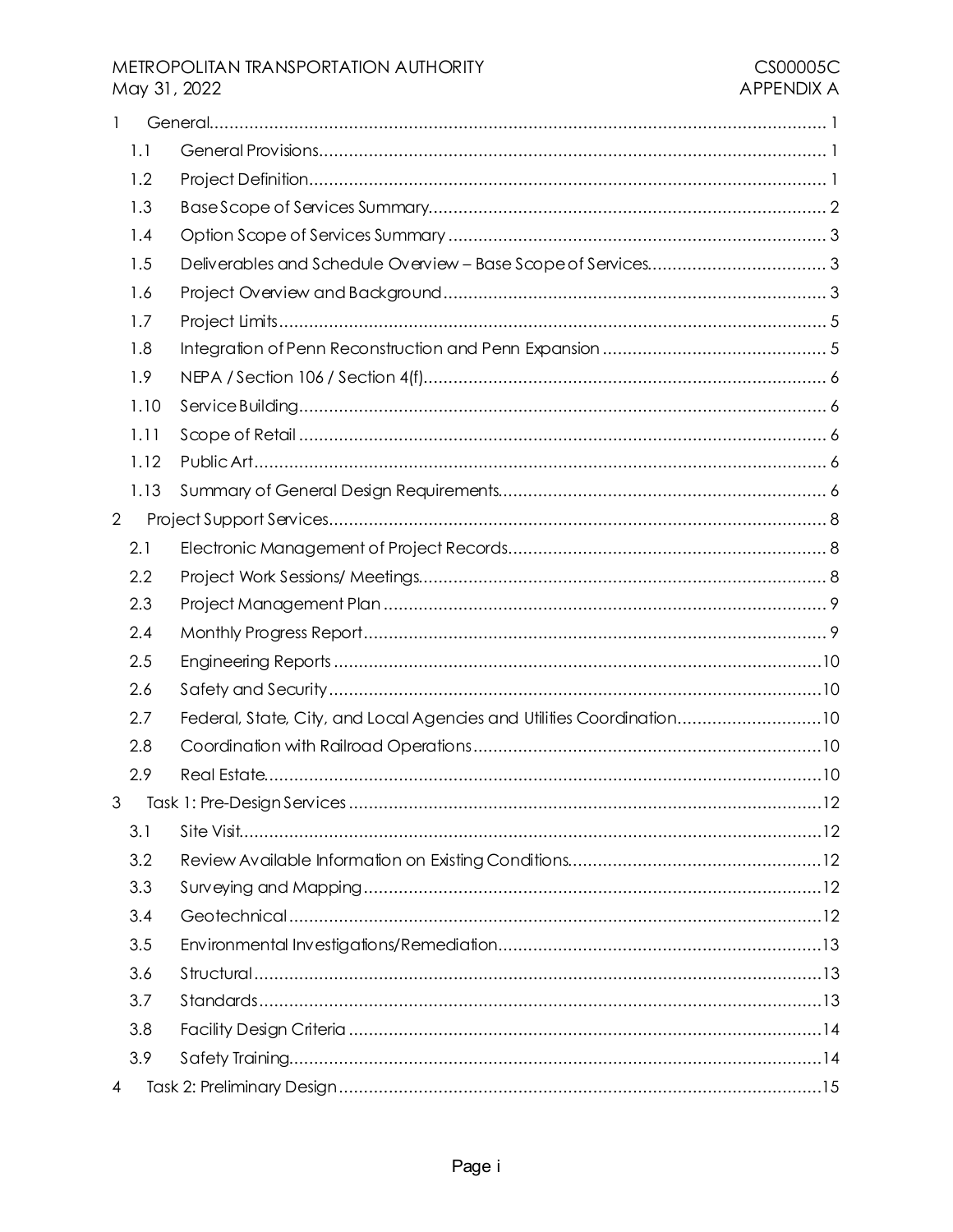| | | |
|---|---|---|
| 1 | General | 1 |
| 1.1 | General Provisions | 1 |
| 1.2 | Project Definition | 1 |
| 1.3 | Base Scope of Services Summary | 2 |
| 1.4 | Option Scope of Services Summary | 3 |
| 1.5 | Deliverables and Schedule Overview – Base Scope of Services | 3 |
| 1.6 | Project Overview and Background | 3 |
| 1.7 | Project Limits | 5 |
| 1.8 | Integration of Penn Reconstruction and Penn Expansion | 5 |
| 1.9 | NEPA / Section 106 / Section 4(f) | 6 |
| 1.10 | Service Building | 6 |
| 1.11 | Scope of Retail | 6 |
| 1.12 | Public Art | 6 |
| 1.13 | Summary of General Design Requirements | 6 |
| 2 | Project Support Services | 8 |
| 2.1 | Electronic Management of Project Records | 8 |
| 2.2 | Project Work Sessions/ Meetings | 8 |
| 2.3 | Project Management Plan | 9 |
| 2.4 | Monthly Progress Report | 9 |
| 2.5 | Engineering Reports | 10 |
| 2.6 | Safety and Security | 10 |
| 2.7 | Federal, State, City, and Local Agencies and Utilities Coordination | 10 |
| 2.8 | Coordination with Railroad Operations | 10 |
| 2.9 | Real Estate | 10 |
| 3 | Task 1: Pre-Design Services | 12 |
| 3.1 | Site Visit | 12 |
| 3.2 | Review Available Information on Existing Conditions | 12 |
| 3.3 | Surveying and Mapping | 12 |
| 3.4 | Geotechnical | 12 |
| 3.5 | Environmental Investigations/Remediation | 13 |
| 3.6 | Structural | 13 |
| 3.7 | Standards | 13 |
| 3.8 | Facility Design Criteria | 14 |
| 3.9 | Safety Training | 14 |
| 4 | Task 2: Preliminary Design | 15 |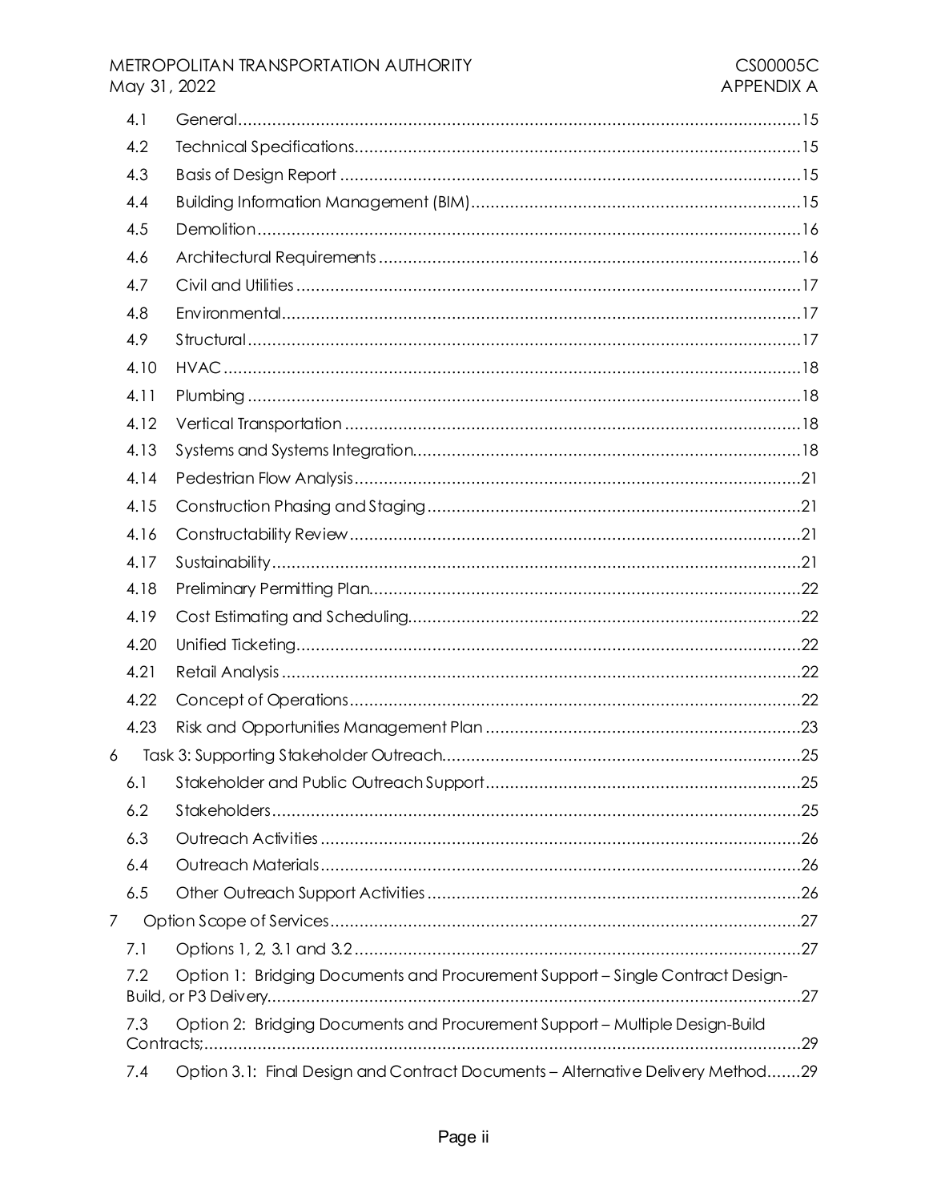| | | |
|---|---|---|
| 4.1 | General | 15 |
| 4.2 | Technical Specifications | 15 |
| 4.3 | Basis of Design Report | 15 |
| 4.4 | Building Information Management (BIM) | 15 |
| 4.5 | Demolition | 16 |
| 4.6 | Architectural Requirements | 16 |
| 4.7 | Civil and Utilities | 17 |
| 4.8 | Environmental | 17 |
| 4.9 | Structural | 17 |
| 4.10 | HVAC | 18 |
| 4.11 | Plumbing | 18 |
| 4.12 | Vertical Transportation | 18 |
| 4.13 | Systems and Systems Integration | 18 |
| 4.14 | Pedestrian Flow Analysis | 21 |
| 4.15 | Construction Phasing and Staging | 21 |
| 4.16 | Constructability Review | 21 |
| 4.17 | Sustainability | 21 |
| 4.18 | Preliminary Permitting Plan | 22 |
| 4.19 | Cost Estimating and Scheduling | 22 |
| 4.20 | Unified Ticketing | 22 |
| 4.21 | Retail Analysis | 22 |
| 4.22 | Concept of Operations | 22 |
| 4.23 | Risk and Opportunities Management Plan | 23 |
| 6 | Task 3: Supporting Stakeholder Outreach | 25 |
| 6.1 | Stakeholder and Public Outreach Support | 25 |
| 6.2 | Stakeholders | 25 |
| 6.3 | Outreach Activities | 26 |
| 6.4 | Outreach Materials | 26 |
| 6.5 | Other Outreach Support Activities | 26 |
| 7 | Option Scope of Services | 27 |
| 7.1 | Options 1, 2, 3.1 and 3.2 | 27 |
| 7.2 | Option 1: Bridging Documents and Procurement Support – Single Contract Design-Build, or P3 Delivery | 27 |
| 7.3 | Option 2: Bridging Documents and Procurement Support – Multiple Design-Build Contracts; | 29 |
| 7.4 | Option 3.1: Final Design and Contract Documents – Alternative Delivery Method | 29 |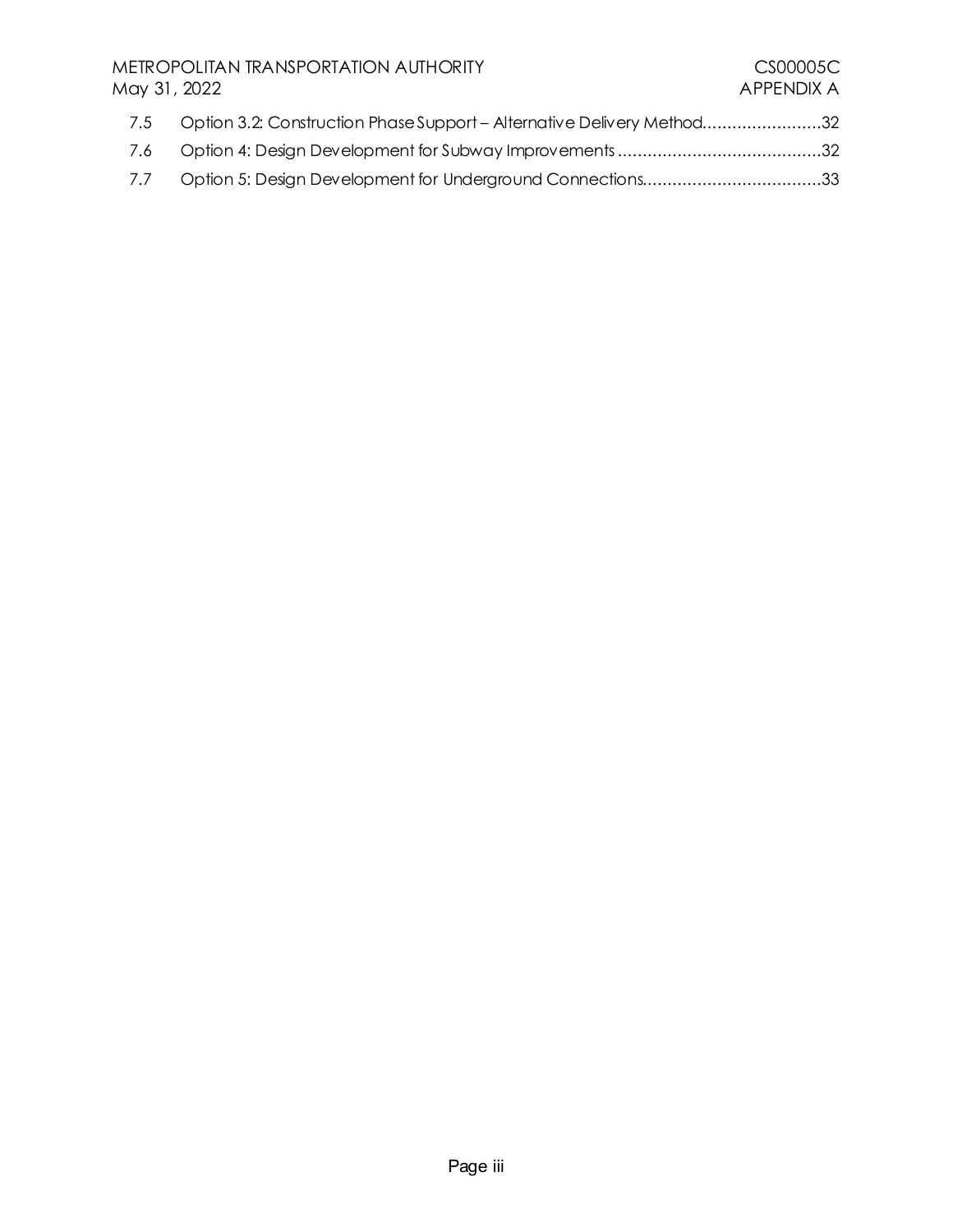7.5 Option 3.2: Construction Phase Support – Alternative Delivery Method........................32

7.6 Option 4: Design Development for Subway Improvements .........................................32

7.7 Option 5: Design Development for Underground Connections....................................33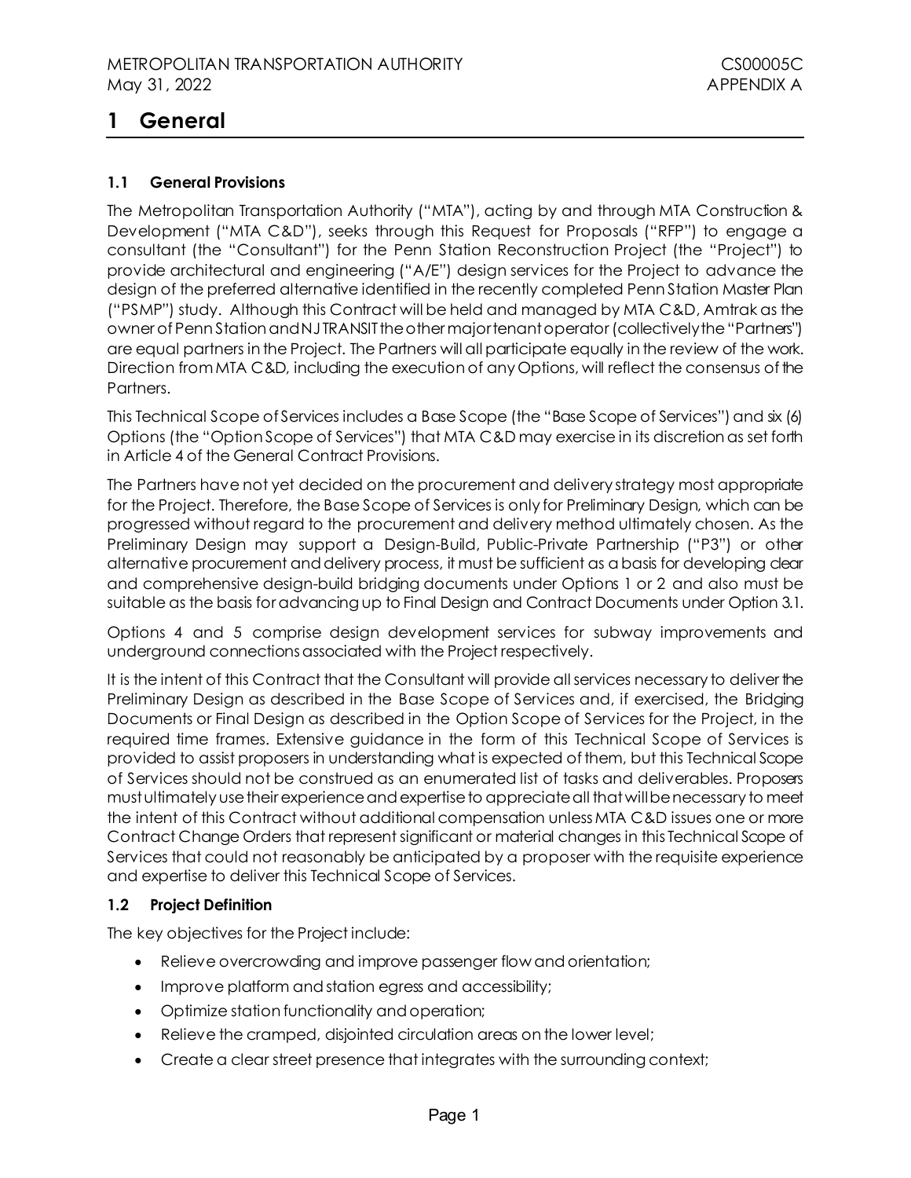# 1 General

### 1.1 General Provisions

The Metropolitan Transportation Authority ("MTA"), acting by and through MTA Construction & Development ("MTA C&D"), seeks through this Request for Proposals ("RFP") to engage a consultant (the "Consultant") for the Penn Station Reconstruction Project (the "Project") to provide architectural and engineering ("A/E") design services for the Project to advance the design of the preferred alternative identified in the recently completed Penn Station Master Plan ("PSMP") study. Although this Contract will be held and managed by MTA C&D, Amtrak as the owner of Penn Station and NJ TRANSIT the other major tenant operator (collectively the "Partners") are equal partners in the Project. The Partners will all participate equally in the review of the work. Direction from MTA C&D, including the execution of any Options, will reflect the consensus of the Partners.

This Technical Scope of Services includes a Base Scope (the "Base Scope of Services") and six (6) Options (the "Option Scope of Services") that MTA C&D may exercise in its discretion as set forth in Article 4 of the General Contract Provisions.

The Partners have not yet decided on the procurement and delivery strategy most appropriate for the Project. Therefore, the Base Scope of Services is only for Preliminary Design, which can be progressed without regard to the procurement and delivery method ultimately chosen. As the Preliminary Design may support a Design-Build, Public-Private Partnership ("P3") or other alternative procurement and delivery process, it must be sufficient as a basis for developing clear and comprehensive design-build bridging documents under Options 1 or 2 and also must be suitable as the basis for advancing up to Final Design and Contract Documents under Option 3.1.

Options 4 and 5 comprise design development services for subway improvements and underground connections associated with the Project respectively.

It is the intent of this Contract that the Consultant will provide all services necessary to deliver the Preliminary Design as described in the Base Scope of Services and, if exercised, the Bridging Documents or Final Design as described in the Option Scope of Services for the Project, in the required time frames. Extensive guidance in the form of this Technical Scope of Services is provided to assist proposers in understanding what is expected of them, but this Technical Scope of Services should not be construed as an enumerated list of tasks and deliverables. Proposers must ultimately use their experience and expertise to appreciate all that will be necessary to meet the intent of this Contract without additional compensation unless MTA C&D issues one or more Contract Change Orders that represent significant or material changes in this Technical Scope of Services that could not reasonably be anticipated by a proposer with the requisite experience and expertise to deliver this Technical Scope of Services.

### 1.2 Project Definition

The key objectives for the Project include:

- Relieve overcrowding and improve passenger flow and orientation;
- Improve platform and station egress and accessibility;
- Optimize station functionality and operation;
- Relieve the cramped, disjointed circulation areas on the lower level;
- Create a clear street presence that integrates with the surrounding context;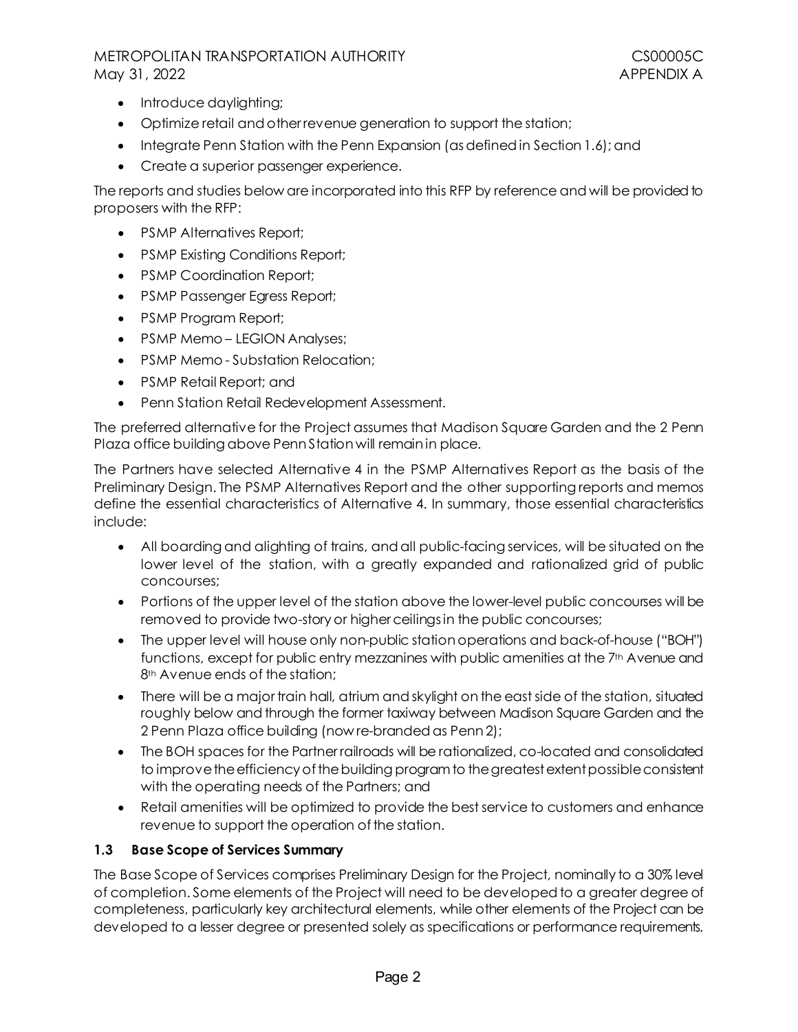- Introduce daylighting;
- Optimize retail and other revenue generation to support the station;
- Integrate Penn Station with the Penn Expansion (as defined in Section 1.6); and
- Create a superior passenger experience.

The reports and studies below are incorporated into this RFP by reference and will be provided to proposers with the RFP:

- PSMP Alternatives Report;
- PSMP Existing Conditions Report;
- PSMP Coordination Report;
- PSMP Passenger Egress Report;
- PSMP Program Report;
- PSMP Memo – LEGION Analyses;
- PSMP Memo - Substation Relocation;
- PSMP Retail Report; and
- Penn Station Retail Redevelopment Assessment.

The preferred alternative for the Project assumes that Madison Square Garden and the 2 Penn Plaza office building above Penn Station will remain in place.

The Partners have selected Alternative 4 in the PSMP Alternatives Report as the basis of the Preliminary Design. The PSMP Alternatives Report and the other supporting reports and memos define the essential characteristics of Alternative 4. In summary, those essential characteristics include:

- All boarding and alighting of trains, and all public-facing services, will be situated on the lower level of the station, with a greatly expanded and rationalized grid of public concourses;
- Portions of the upper level of the station above the lower-level public concourses will be removed to provide two-story or higher ceilings in the public concourses;
- The upper level will house only non-public station operations and back-of-house ("BOH") functions, except for public entry mezzanines with public amenities at the 7th Avenue and 8th Avenue ends of the station;
- There will be a major train hall, atrium and skylight on the east side of the station, situated roughly below and through the former taxiway between Madison Square Garden and the 2 Penn Plaza office building (now re-branded as Penn 2);
- The BOH spaces for the Partner railroads will be rationalized, co-located and consolidated to improve the efficiency of the building program to the greatest extent possible consistent with the operating needs of the Partners; and
- Retail amenities will be optimized to provide the best service to customers and enhance revenue to support the operation of the station.

### 1.3 Base Scope of Services Summary

The Base Scope of Services comprises Preliminary Design for the Project, nominally to a 30% level of completion. Some elements of the Project will need to be developed to a greater degree of completeness, particularly key architectural elements, while other elements of the Project can be developed to a lesser degree or presented solely as specifications or performance requirements.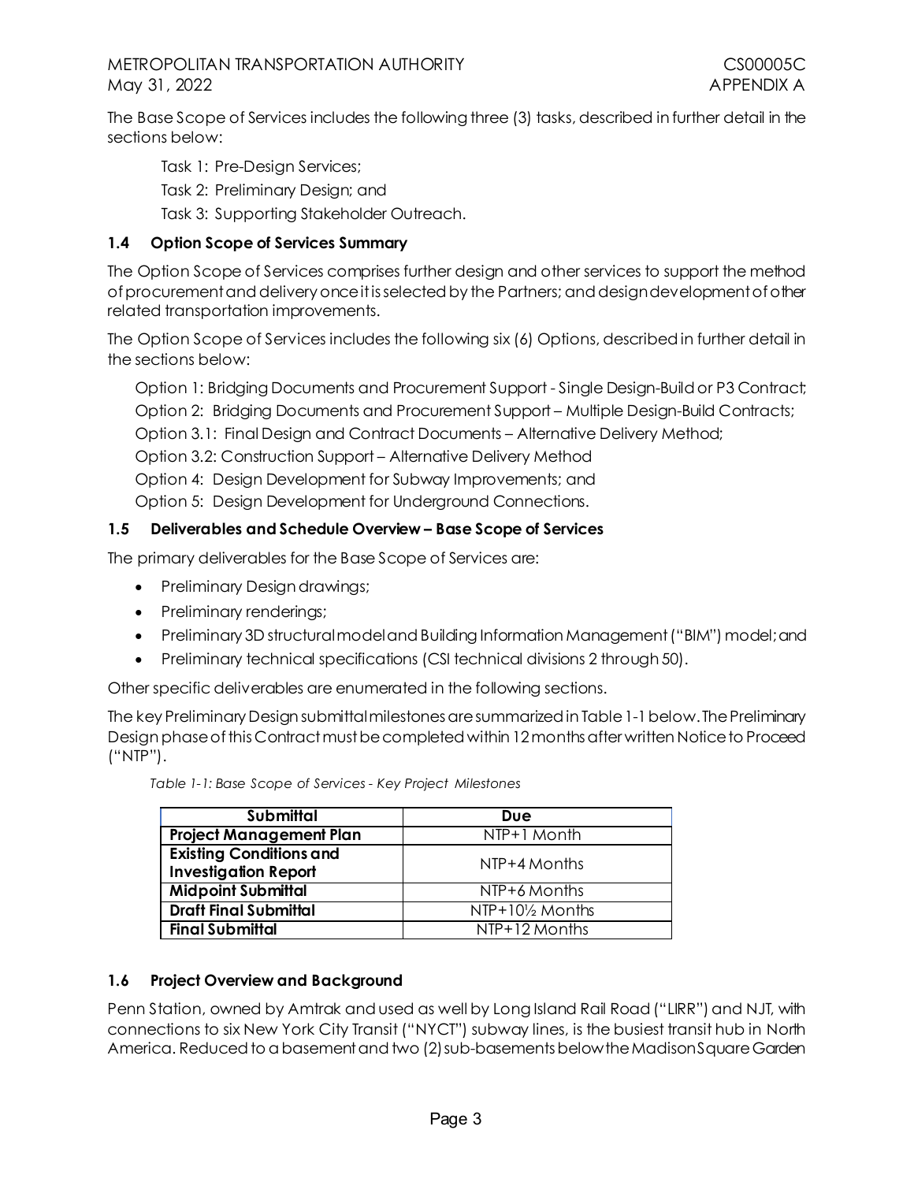The Base Scope of Services includes the following three (3) tasks, described in further detail in the sections below:

Task 1: Pre-Design Services;

Task 2: Preliminary Design; and

Task 3: Supporting Stakeholder Outreach.

### 1.4 Option Scope of Services Summary

The Option Scope of Services comprises further design and other services to support the method of procurement and delivery once it is selected by the Partners; and design development of other related transportation improvements.

The Option Scope of Services includes the following six (6) Options, described in further detail in the sections below:

Option 1: Bridging Documents and Procurement Support - Single Design-Build or P3 Contract;

Option 2: Bridging Documents and Procurement Support – Multiple Design-Build Contracts;

Option 3.1: Final Design and Contract Documents – Alternative Delivery Method;

Option 3.2: Construction Support – Alternative Delivery Method

Option 4: Design Development for Subway Improvements; and

Option 5: Design Development for Underground Connections.

### 1.5 Deliverables and Schedule Overview – Base Scope of Services

The primary deliverables for the Base Scope of Services are:

- Preliminary Design drawings;
- Preliminary renderings;
- Preliminary 3D structural model and Building Information Management ("BIM") model; and
- Preliminary technical specifications (CSI technical divisions 2 through 50).

Other specific deliverables are enumerated in the following sections.

The key Preliminary Design submittal milestones are summarized in Table 1-1 below. The Preliminary Design phase of this Contract must be completed within 12 months after written Notice to Proceed ("NTP").

*Table 1-1: Base Scope of Services - Key Project Milestones*

| Submittal | Due |
|---|---|
| **Project Management Plan** | NTP+1 Month |
| **Existing Conditions and Investigation Report** | NTP+4 Months |
| **Midpoint Submittal** | NTP+6 Months |
| **Draft Final Submittal** | NTP+10½ Months |
| **Final Submittal** | NTP+12 Months |

### 1.6 Project Overview and Background

Penn Station, owned by Amtrak and used as well by Long Island Rail Road ("LIRR") and NJT, with connections to six New York City Transit ("NYCT") subway lines, is the busiest transit hub in North America. Reduced to a basement and two (2) sub-basements below the Madison Square Garden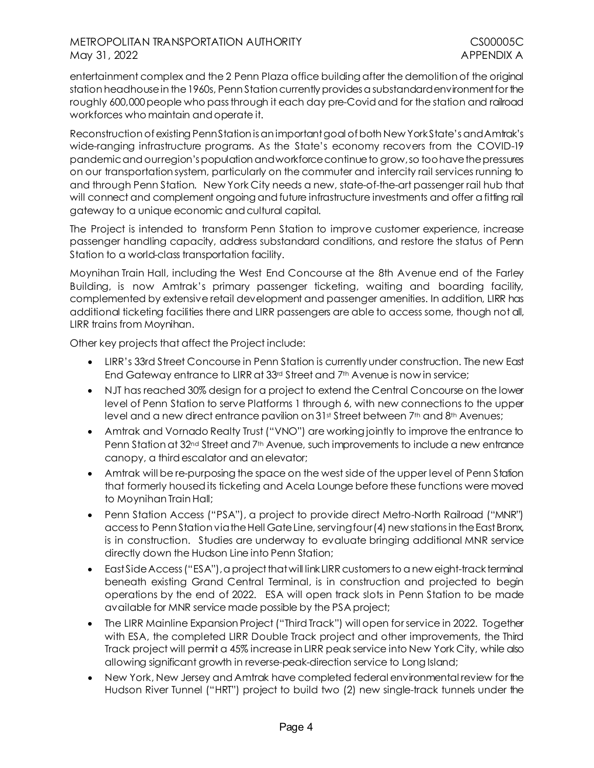entertainment complex and the 2 Penn Plaza office building after the demolition of the original station headhouse in the 1960s, Penn Station currently provides a substandard environment for the roughly 600,000 people who pass through it each day pre-Covid and for the station and railroad workforces who maintain and operate it.

Reconstruction of existing Penn Station is an important goal of both New York State's and Amtrak's wide-ranging infrastructure programs. As the State's economy recovers from the COVID-19 pandemic and our region's population and workforce continue to grow, so too have the pressures on our transportation system, particularly on the commuter and intercity rail services running to and through Penn Station. New York City needs a new, state-of-the-art passenger rail hub that will connect and complement ongoing and future infrastructure investments and offer a fitting rail gateway to a unique economic and cultural capital.

The Project is intended to transform Penn Station to improve customer experience, increase passenger handling capacity, address substandard conditions, and restore the status of Penn Station to a world-class transportation facility.

Moynihan Train Hall, including the West End Concourse at the 8th Avenue end of the Farley Building, is now Amtrak's primary passenger ticketing, waiting and boarding facility, complemented by extensive retail development and passenger amenities. In addition, LIRR has additional ticketing facilities there and LIRR passengers are able to access some, though not all, LIRR trains from Moynihan.

Other key projects that affect the Project include:

- LIRR's 33rd Street Concourse in Penn Station is currently under construction. The new East End Gateway entrance to LIRR at 33rd Street and 7th Avenue is now in service;
- NJT has reached 30% design for a project to extend the Central Concourse on the lower level of Penn Station to serve Platforms 1 through 6, with new connections to the upper level and a new direct entrance pavilion on 31st Street between 7th and 8th Avenues;
- Amtrak and Vornado Realty Trust ("VNO") are working jointly to improve the entrance to Penn Station at 32nd Street and 7th Avenue, such improvements to include a new entrance canopy, a third escalator and an elevator;
- Amtrak will be re-purposing the space on the west side of the upper level of Penn Station that formerly housed its ticketing and Acela Lounge before these functions were moved to Moynihan Train Hall;
- Penn Station Access ("PSA"), a project to provide direct Metro-North Railroad ("MNR") access to Penn Station via the Hell Gate Line, serving four (4) new stations in the East Bronx, is in construction. Studies are underway to evaluate bringing additional MNR service directly down the Hudson Line into Penn Station;
- East Side Access ("ESA"), a project that will link LIRR customers to a new eight-track terminal beneath existing Grand Central Terminal, is in construction and projected to begin operations by the end of 2022. ESA will open track slots in Penn Station to be made available for MNR service made possible by the PSA project;
- The LIRR Mainline Expansion Project ("Third Track") will open for service in 2022. Together with ESA, the completed LIRR Double Track project and other improvements, the Third Track project will permit a 45% increase in LIRR peak service into New York City, while also allowing significant growth in reverse-peak-direction service to Long Island;
- New York, New Jersey and Amtrak have completed federal environmental review for the Hudson River Tunnel ("HRT") project to build two (2) new single-track tunnels under the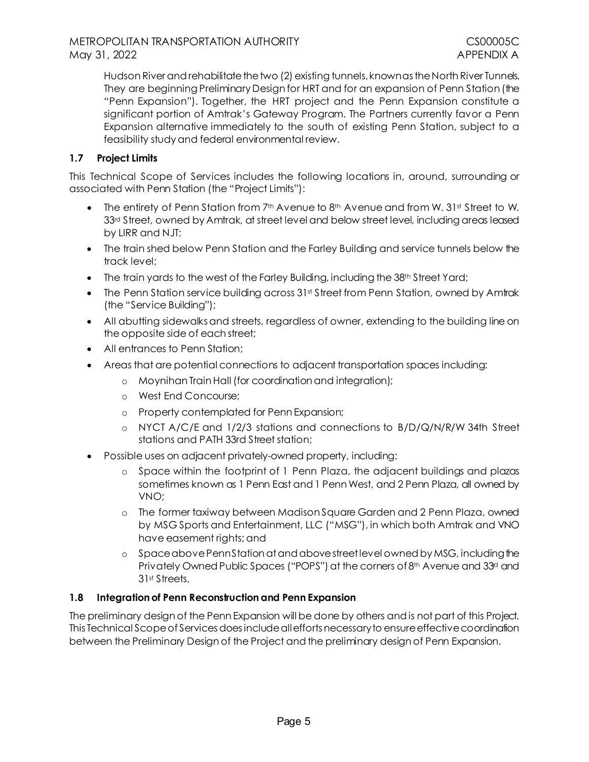Hudson River and rehabilitate the two (2) existing tunnels, known as the North River Tunnels. They are beginning Preliminary Design for HRT and for an expansion of Penn Station (the "Penn Expansion"). Together, the HRT project and the Penn Expansion constitute a significant portion of Amtrak's Gateway Program. The Partners currently favor a Penn Expansion alternative immediately to the south of existing Penn Station, subject to a feasibility study and federal environmental review.

### 1.7 Project Limits

This Technical Scope of Services includes the following locations in, around, surrounding or associated with Penn Station (the "Project Limits"):

- The entirety of Penn Station from 7th Avenue to 8th Avenue and from W. 31st Street to W. 33rd Street, owned by Amtrak, at street level and below street level, including areas leased by LIRR and NJT;
- The train shed below Penn Station and the Farley Building and service tunnels below the track level;
- The train yards to the west of the Farley Building, including the 38th Street Yard;
- The Penn Station service building across 31st Street from Penn Station, owned by Amtrak (the "Service Building");
- All abutting sidewalks and streets, regardless of owner, extending to the building line on the opposite side of each street;
- All entrances to Penn Station;
- Areas that are potential connections to adjacent transportation spaces including:
  - Moynihan Train Hall (for coordination and integration);
  - West End Concourse;
  - Property contemplated for Penn Expansion;
  - NYCT A/C/E and 1/2/3 stations and connections to B/D/Q/N/R/W 34th Street stations and PATH 33rd Street station;
- Possible uses on adjacent privately-owned property, including:
  - Space within the footprint of 1 Penn Plaza, the adjacent buildings and plazas sometimes known as 1 Penn East and 1 Penn West, and 2 Penn Plaza, all owned by VNO;
  - The former taxiway between Madison Square Garden and 2 Penn Plaza, owned by MSG Sports and Entertainment, LLC ("MSG"), in which both Amtrak and VNO have easement rights; and
  - Space above Penn Station at and above street level owned by MSG, including the Privately Owned Public Spaces ("POPS") at the corners of 8th Avenue and 33rd and 31st Streets.

### 1.8 Integration of Penn Reconstruction and Penn Expansion

The preliminary design of the Penn Expansion will be done by others and is not part of this Project. This Technical Scope of Services does include all efforts necessary to ensure effective coordination between the Preliminary Design of the Project and the preliminary design of Penn Expansion.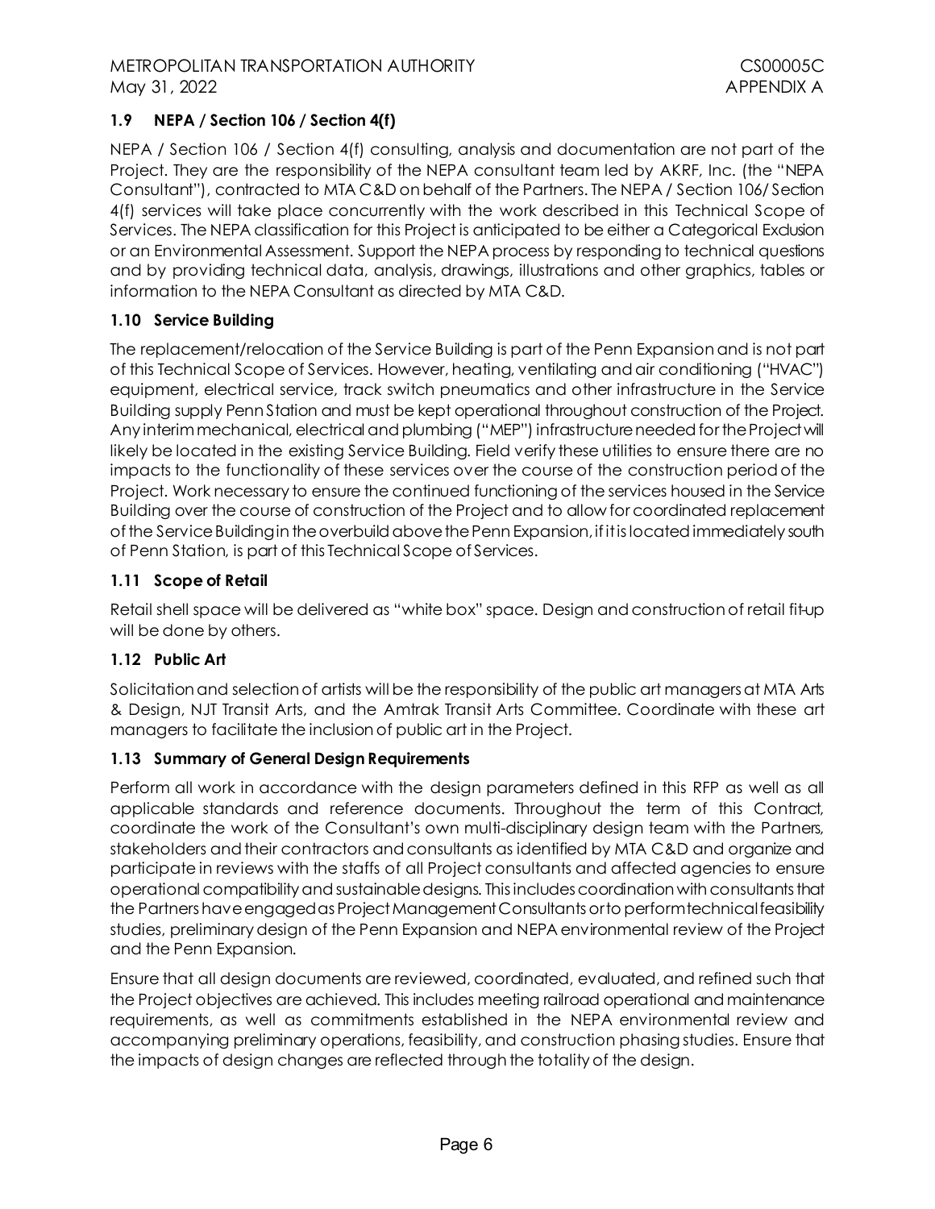### 1.9 NEPA / Section 106 / Section 4(f)

NEPA / Section 106 / Section 4(f) consulting, analysis and documentation are not part of the Project. They are the responsibility of the NEPA consultant team led by AKRF, Inc. (the "NEPA Consultant"), contracted to MTA C&D on behalf of the Partners. The NEPA / Section 106/ Section 4(f) services will take place concurrently with the work described in this Technical Scope of Services. The NEPA classification for this Project is anticipated to be either a Categorical Exclusion or an Environmental Assessment. Support the NEPA process by responding to technical questions and by providing technical data, analysis, drawings, illustrations and other graphics, tables or information to the NEPA Consultant as directed by MTA C&D.

### 1.10 Service Building

The replacement/relocation of the Service Building is part of the Penn Expansion and is not part of this Technical Scope of Services. However, heating, ventilating and air conditioning ("HVAC") equipment, electrical service, track switch pneumatics and other infrastructure in the Service Building supply Penn Station and must be kept operational throughout construction of the Project. Any interim mechanical, electrical and plumbing ("MEP") infrastructure needed for the Project will likely be located in the existing Service Building. Field verify these utilities to ensure there are no impacts to the functionality of these services over the course of the construction period of the Project. Work necessary to ensure the continued functioning of the services housed in the Service Building over the course of construction of the Project and to allow for coordinated replacement of the Service Building in the overbuild above the Penn Expansion, if it is located immediately south of Penn Station, is part of this Technical Scope of Services.

### 1.11 Scope of Retail

Retail shell space will be delivered as "white box" space. Design and construction of retail fit-up will be done by others.

### 1.12 Public Art

Solicitation and selection of artists will be the responsibility of the public art managers at MTA Arts & Design, NJT Transit Arts, and the Amtrak Transit Arts Committee. Coordinate with these art managers to facilitate the inclusion of public art in the Project.

### 1.13 Summary of General Design Requirements

Perform all work in accordance with the design parameters defined in this RFP as well as all applicable standards and reference documents. Throughout the term of this Contract, coordinate the work of the Consultant's own multi-disciplinary design team with the Partners, stakeholders and their contractors and consultants as identified by MTA C&D and organize and participate in reviews with the staffs of all Project consultants and affected agencies to ensure operational compatibility and sustainable designs. This includes coordination with consultants that the Partners have engaged as Project Management Consultants or to perform technical feasibility studies, preliminary design of the Penn Expansion and NEPA environmental review of the Project and the Penn Expansion.

Ensure that all design documents are reviewed, coordinated, evaluated, and refined such that the Project objectives are achieved. This includes meeting railroad operational and maintenance requirements, as well as commitments established in the NEPA environmental review and accompanying preliminary operations, feasibility, and construction phasing studies. Ensure that the impacts of design changes are reflected through the totality of the design.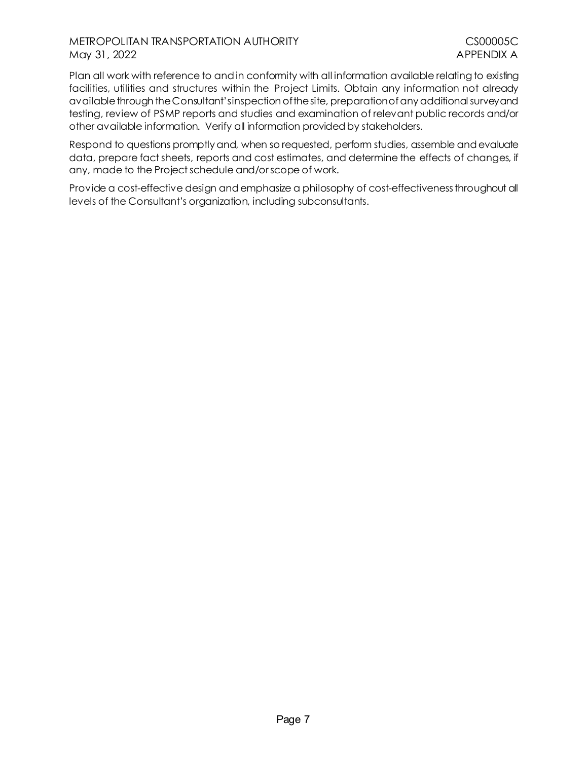Plan all work with reference to and in conformity with all information available relating to existing facilities, utilities and structures within the Project Limits. Obtain any information not already available through the Consultant's inspection of the site, preparation of any additional survey and testing, review of PSMP reports and studies and examination of relevant public records and/or other available information. Verify all information provided by stakeholders.

Respond to questions promptly and, when so requested, perform studies, assemble and evaluate data, prepare fact sheets, reports and cost estimates, and determine the effects of changes, if any, made to the Project schedule and/or scope of work.

Provide a cost-effective design and emphasize a philosophy of cost-effectiveness throughout all levels of the Consultant's organization, including subconsultants.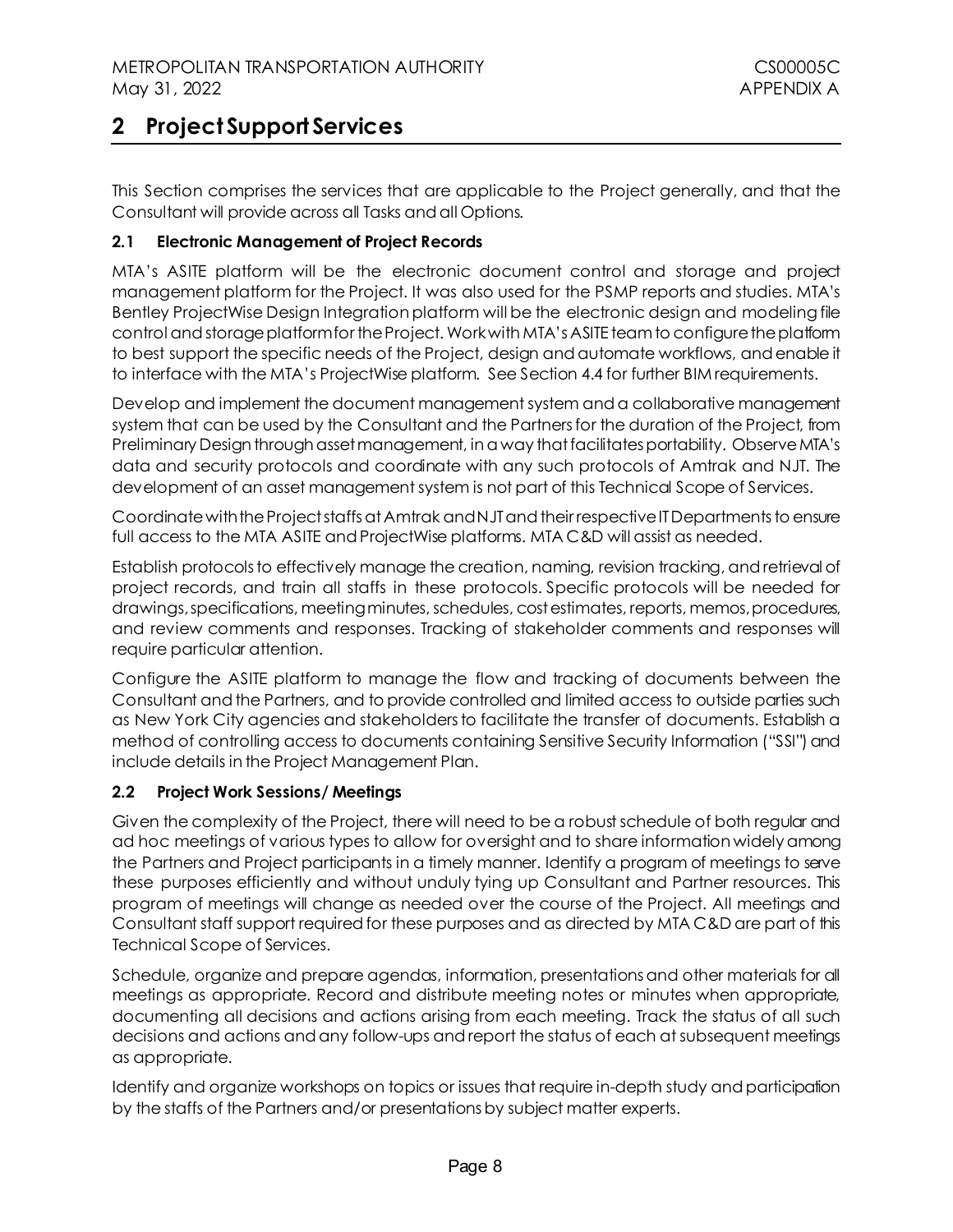# 2 Project Support Services

This Section comprises the services that are applicable to the Project generally, and that the Consultant will provide across all Tasks and all Options.

### 2.1 Electronic Management of Project Records

MTA's ASITE platform will be the electronic document control and storage and project management platform for the Project. It was also used for the PSMP reports and studies. MTA's Bentley ProjectWise Design Integration platform will be the electronic design and modeling file control and storage platform for the Project. Work with MTA's ASITE team to configure the platform to best support the specific needs of the Project, design and automate workflows, and enable it to interface with the MTA's ProjectWise platform. See Section 4.4 for further BIM requirements.

Develop and implement the document management system and a collaborative management system that can be used by the Consultant and the Partners for the duration of the Project, from Preliminary Design through asset management, in a way that facilitates portability. Observe MTA's data and security protocols and coordinate with any such protocols of Amtrak and NJT. The development of an asset management system is not part of this Technical Scope of Services.

Coordinate with the Project staffs at Amtrak and NJT and their respective IT Departments to ensure full access to the MTA ASITE and ProjectWise platforms. MTA C&D will assist as needed.

Establish protocols to effectively manage the creation, naming, revision tracking, and retrieval of project records, and train all staffs in these protocols. Specific protocols will be needed for drawings, specifications, meeting minutes, schedules, cost estimates, reports, memos, procedures, and review comments and responses. Tracking of stakeholder comments and responses will require particular attention.

Configure the ASITE platform to manage the flow and tracking of documents between the Consultant and the Partners, and to provide controlled and limited access to outside parties such as New York City agencies and stakeholders to facilitate the transfer of documents. Establish a method of controlling access to documents containing Sensitive Security Information ("SSI") and include details in the Project Management Plan.

### 2.2 Project Work Sessions/ Meetings

Given the complexity of the Project, there will need to be a robust schedule of both regular and ad hoc meetings of various types to allow for oversight and to share information widely among the Partners and Project participants in a timely manner. Identify a program of meetings to serve these purposes efficiently and without unduly tying up Consultant and Partner resources. This program of meetings will change as needed over the course of the Project. All meetings and Consultant staff support required for these purposes and as directed by MTA C&D are part of this Technical Scope of Services.

Schedule, organize and prepare agendas, information, presentations and other materials for all meetings as appropriate. Record and distribute meeting notes or minutes when appropriate, documenting all decisions and actions arising from each meeting. Track the status of all such decisions and actions and any follow-ups and report the status of each at subsequent meetings as appropriate.

Identify and organize workshops on topics or issues that require in-depth study and participation by the staffs of the Partners and/or presentations by subject matter experts.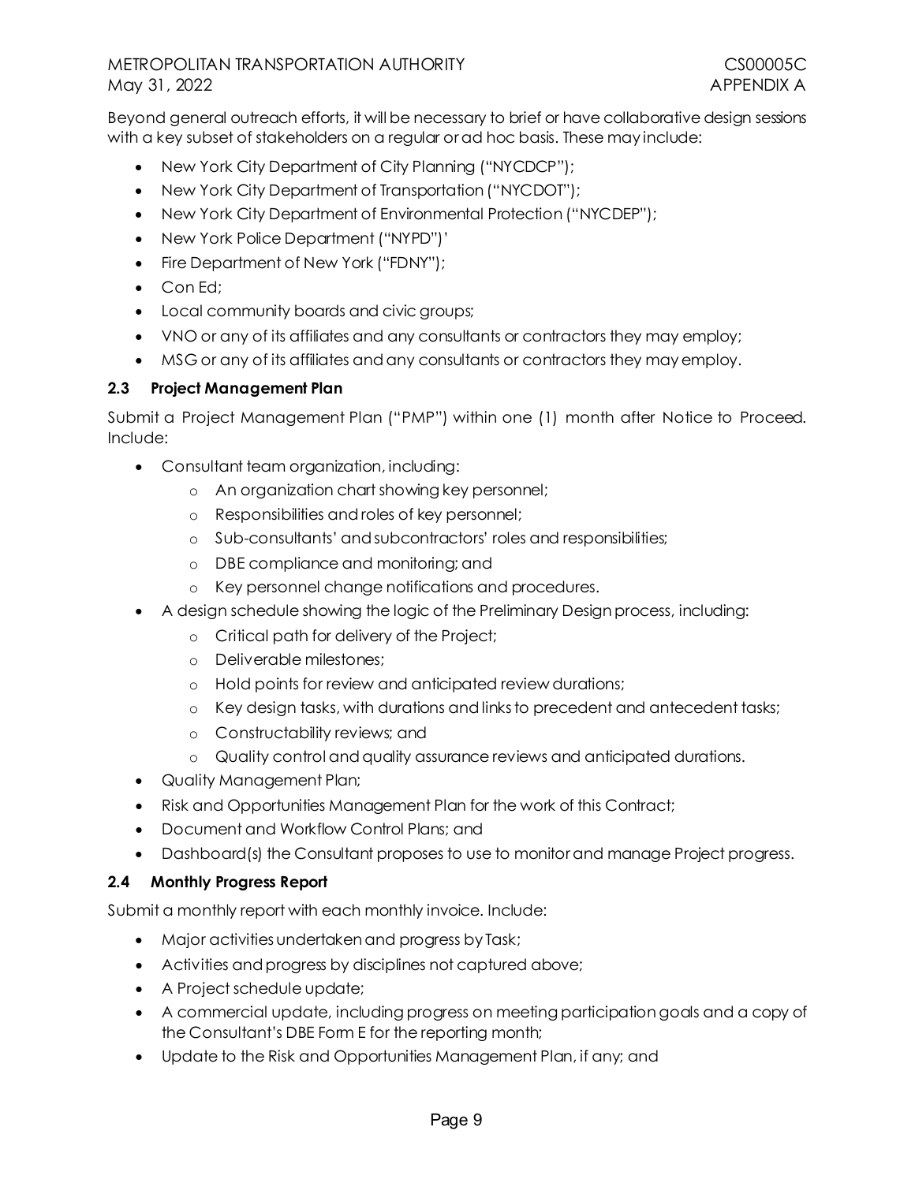Beyond general outreach efforts, it will be necessary to brief or have collaborative design sessions with a key subset of stakeholders on a regular or ad hoc basis. These may include:

- New York City Department of City Planning ("NYCDCP");
- New York City Department of Transportation ("NYCDOT");
- New York City Department of Environmental Protection ("NYCDEP");
- New York Police Department ("NYPD")'
- Fire Department of New York ("FDNY");
- Con Ed;
- Local community boards and civic groups;
- VNO or any of its affiliates and any consultants or contractors they may employ;
- MSG or any of its affiliates and any consultants or contractors they may employ.

### 2.3 Project Management Plan

Submit a Project Management Plan ("PMP") within one (1) month after Notice to Proceed. Include:

- Consultant team organization, including:
  - An organization chart showing key personnel;
  - Responsibilities and roles of key personnel;
  - Sub-consultants' and subcontractors' roles and responsibilities;
  - DBE compliance and monitoring; and
  - Key personnel change notifications and procedures.
- A design schedule showing the logic of the Preliminary Design process, including:
  - Critical path for delivery of the Project;
  - Deliverable milestones;
  - Hold points for review and anticipated review durations;
  - Key design tasks, with durations and links to precedent and antecedent tasks;
  - Constructability reviews; and
  - Quality control and quality assurance reviews and anticipated durations.
- Quality Management Plan;
- Risk and Opportunities Management Plan for the work of this Contract;
- Document and Workflow Control Plans; and
- Dashboard(s) the Consultant proposes to use to monitor and manage Project progress.

### 2.4 Monthly Progress Report

Submit a monthly report with each monthly invoice. Include:

- Major activities undertaken and progress by Task;
- Activities and progress by disciplines not captured above;
- A Project schedule update;
- A commercial update, including progress on meeting participation goals and a copy of the Consultant's DBE Form E for the reporting month;
- Update to the Risk and Opportunities Management Plan, if any; and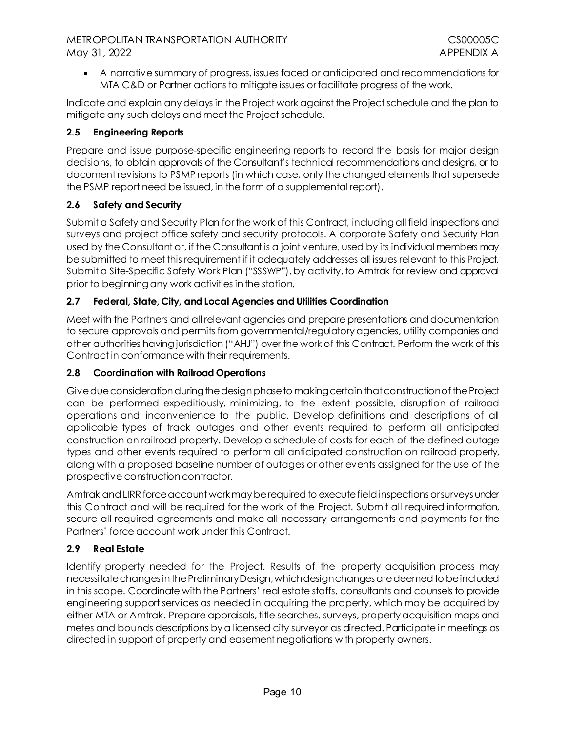- A narrative summary of progress, issues faced or anticipated and recommendations for MTA C&D or Partner actions to mitigate issues or facilitate progress of the work.

Indicate and explain any delays in the Project work against the Project schedule and the plan to mitigate any such delays and meet the Project schedule.

### 2.5 Engineering Reports

Prepare and issue purpose-specific engineering reports to record the basis for major design decisions, to obtain approvals of the Consultant's technical recommendations and designs, or to document revisions to PSMP reports (in which case, only the changed elements that supersede the PSMP report need be issued, in the form of a supplemental report).

### 2.6 Safety and Security

Submit a Safety and Security Plan for the work of this Contract, including all field inspections and surveys and project office safety and security protocols. A corporate Safety and Security Plan used by the Consultant or, if the Consultant is a joint venture, used by its individual members may be submitted to meet this requirement if it adequately addresses all issues relevant to this Project. Submit a Site-Specific Safety Work Plan ("SSSWP"), by activity, to Amtrak for review and approval prior to beginning any work activities in the station.

### 2.7 Federal, State, City, and Local Agencies and Utilities Coordination

Meet with the Partners and all relevant agencies and prepare presentations and documentation to secure approvals and permits from governmental/regulatory agencies, utility companies and other authorities having jurisdiction ("AHJ") over the work of this Contract. Perform the work of this Contract in conformance with their requirements.

### 2.8 Coordination with Railroad Operations

Give due consideration during the design phase to making certain that construction of the Project can be performed expeditiously, minimizing, to the extent possible, disruption of railroad operations and inconvenience to the public. Develop definitions and descriptions of all applicable types of track outages and other events required to perform all anticipated construction on railroad property. Develop a schedule of costs for each of the defined outage types and other events required to perform all anticipated construction on railroad property, along with a proposed baseline number of outages or other events assigned for the use of the prospective construction contractor.

Amtrak and LIRR force account work may be required to execute field inspections or surveys under this Contract and will be required for the work of the Project. Submit all required information, secure all required agreements and make all necessary arrangements and payments for the Partners' force account work under this Contract.

### 2.9 Real Estate

Identify property needed for the Project. Results of the property acquisition process may necessitate changes in the Preliminary Design, which design changes are deemed to be included in this scope. Coordinate with the Partners' real estate staffs, consultants and counsels to provide engineering support services as needed in acquiring the property, which may be acquired by either MTA or Amtrak. Prepare appraisals, title searches, surveys, property acquisition maps and metes and bounds descriptions by a licensed city surveyor as directed. Participate in meetings as directed in support of property and easement negotiations with property owners.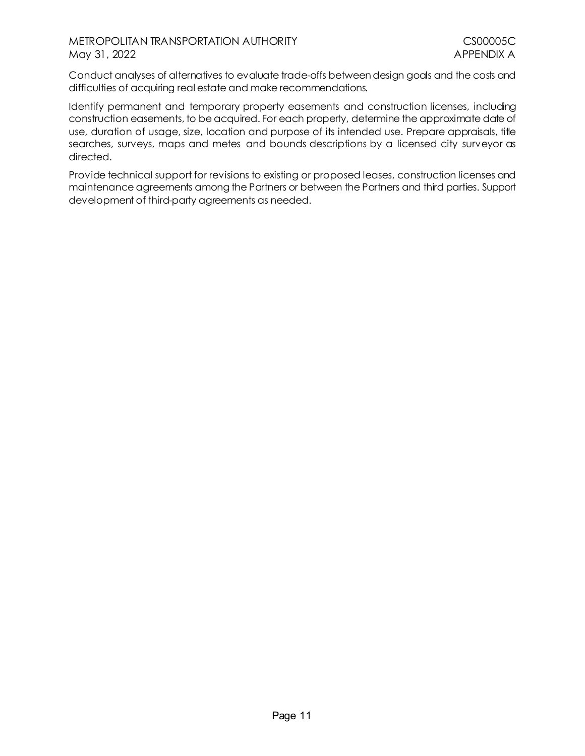Conduct analyses of alternatives to evaluate trade-offs between design goals and the costs and difficulties of acquiring real estate and make recommendations.

Identify permanent and temporary property easements and construction licenses, including construction easements, to be acquired. For each property, determine the approximate date of use, duration of usage, size, location and purpose of its intended use. Prepare appraisals, title searches, surveys, maps and metes and bounds descriptions by a licensed city surveyor as directed.

Provide technical support for revisions to existing or proposed leases, construction licenses and maintenance agreements among the Partners or between the Partners and third parties. Support development of third-party agreements as needed.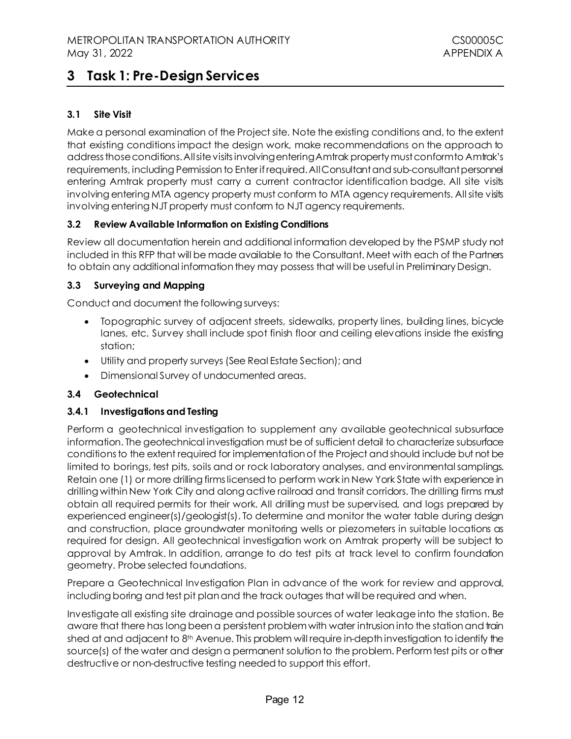# 3 Task 1: Pre-Design Services

### 3.1 Site Visit

Make a personal examination of the Project site. Note the existing conditions and, to the extent that existing conditions impact the design work, make recommendations on the approach to address those conditions. All site visits involving entering Amtrak property must conform to Amtrak's requirements, including Permission to Enter if required. All Consultant and sub-consultant personnel entering Amtrak property must carry a current contractor identification badge. All site visits involving entering MTA agency property must conform to MTA agency requirements. All site visits involving entering NJT property must conform to NJT agency requirements.

### 3.2 Review Available Information on Existing Conditions

Review all documentation herein and additional information developed by the PSMP study not included in this RFP that will be made available to the Consultant. Meet with each of the Partners to obtain any additional information they may possess that will be useful in Preliminary Design.

### 3.3 Surveying and Mapping

Conduct and document the following surveys:

- Topographic survey of adjacent streets, sidewalks, property lines, building lines, bicycle lanes, etc. Survey shall include spot finish floor and ceiling elevations inside the existing station;
- Utility and property surveys (See Real Estate Section); and
- Dimensional Survey of undocumented areas.

### 3.4 Geotechnical

#### 3.4.1 Investigations and Testing

Perform a geotechnical investigation to supplement any available geotechnical subsurface information. The geotechnical investigation must be of sufficient detail to characterize subsurface conditions to the extent required for implementation of the Project and should include but not be limited to borings, test pits, soils and or rock laboratory analyses, and environmental samplings. Retain one (1) or more drilling firms licensed to perform work in New York State with experience in drilling within New York City and along active railroad and transit corridors. The drilling firms must obtain all required permits for their work. All drilling must be supervised, and logs prepared by experienced engineer(s)/geologist(s). To determine and monitor the water table during design and construction, place groundwater monitoring wells or piezometers in suitable locations as required for design. All geotechnical investigation work on Amtrak property will be subject to approval by Amtrak. In addition, arrange to do test pits at track level to confirm foundation geometry. Probe selected foundations.

Prepare a Geotechnical Investigation Plan in advance of the work for review and approval, including boring and test pit plan and the track outages that will be required and when.

Investigate all existing site drainage and possible sources of water leakage into the station. Be aware that there has long been a persistent problem with water intrusion into the station and train shed at and adjacent to 8th Avenue. This problem will require in-depth investigation to identify the source(s) of the water and design a permanent solution to the problem. Perform test pits or other destructive or non-destructive testing needed to support this effort.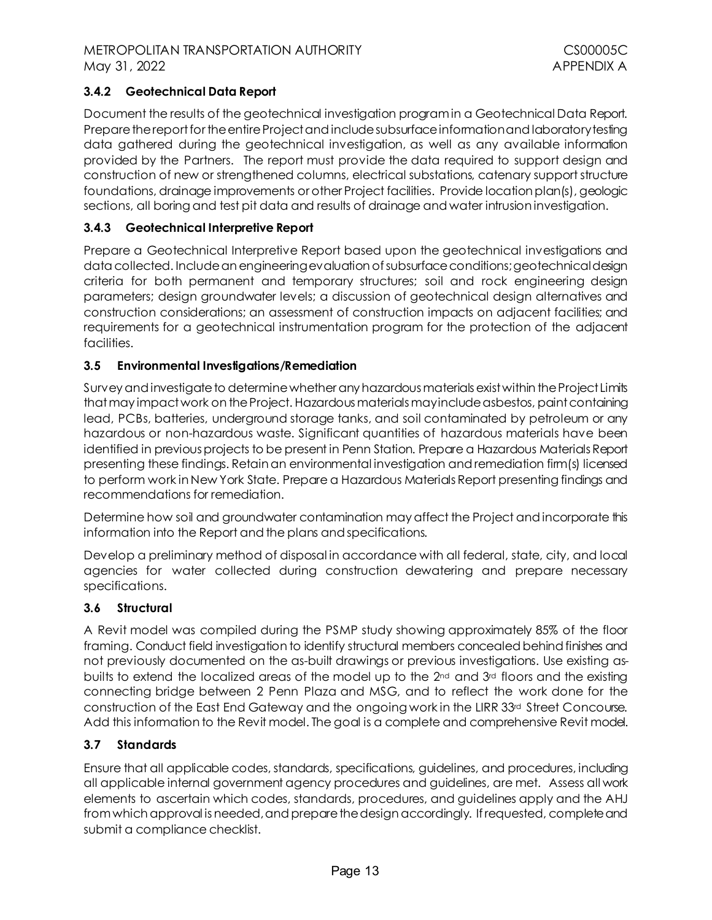### 3.4.2 Geotechnical Data Report

Document the results of the geotechnical investigation program in a Geotechnical Data Report. Prepare the report for the entire Project and include subsurface information and laboratory testing data gathered during the geotechnical investigation, as well as any available information provided by the Partners. The report must provide the data required to support design and construction of new or strengthened columns, electrical substations, catenary support structure foundations, drainage improvements or other Project facilities. Provide location plan(s), geologic sections, all boring and test pit data and results of drainage and water intrusion investigation.

### 3.4.3 Geotechnical Interpretive Report

Prepare a Geotechnical Interpretive Report based upon the geotechnical investigations and data collected. Include an engineering evaluation of subsurface conditions; geotechnical design criteria for both permanent and temporary structures; soil and rock engineering design parameters; design groundwater levels; a discussion of geotechnical design alternatives and construction considerations; an assessment of construction impacts on adjacent facilities; and requirements for a geotechnical instrumentation program for the protection of the adjacent facilities.

## 3.5 Environmental Investigations/Remediation

Survey and investigate to determine whether any hazardous materials exist within the Project Limits that may impact work on the Project. Hazardous materials may include asbestos, paint containing lead, PCBs, batteries, underground storage tanks, and soil contaminated by petroleum or any hazardous or non-hazardous waste. Significant quantities of hazardous materials have been identified in previous projects to be present in Penn Station. Prepare a Hazardous Materials Report presenting these findings. Retain an environmental investigation and remediation firm(s) licensed to perform work in New York State. Prepare a Hazardous Materials Report presenting findings and recommendations for remediation.

Determine how soil and groundwater contamination may affect the Project and incorporate this information into the Report and the plans and specifications.

Develop a preliminary method of disposal in accordance with all federal, state, city, and local agencies for water collected during construction dewatering and prepare necessary specifications.

## 3.6 Structural

A Revit model was compiled during the PSMP study showing approximately 85% of the floor framing. Conduct field investigation to identify structural members concealed behind finishes and not previously documented on the as-built drawings or previous investigations. Use existing as-builts to extend the localized areas of the model up to the 2nd and 3rd floors and the existing connecting bridge between 2 Penn Plaza and MSG, and to reflect the work done for the construction of the East End Gateway and the ongoing work in the LIRR 33rd Street Concourse. Add this information to the Revit model. The goal is a complete and comprehensive Revit model.

## 3.7 Standards

Ensure that all applicable codes, standards, specifications, guidelines, and procedures, including all applicable internal government agency procedures and guidelines, are met. Assess all work elements to ascertain which codes, standards, procedures, and guidelines apply and the AHJ from which approval is needed, and prepare the design accordingly. If requested, complete and submit a compliance checklist.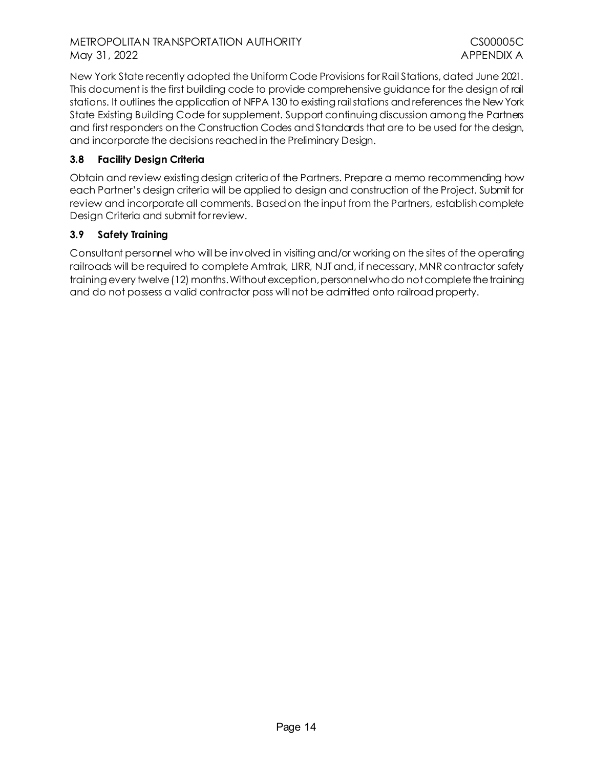New York State recently adopted the Uniform Code Provisions for Rail Stations, dated June 2021. This document is the first building code to provide comprehensive guidance for the design of rail stations. It outlines the application of NFPA 130 to existing rail stations and references the New York State Existing Building Code for supplement. Support continuing discussion among the Partners and first responders on the Construction Codes and Standards that are to be used for the design, and incorporate the decisions reached in the Preliminary Design.

### 3.8 Facility Design Criteria

Obtain and review existing design criteria of the Partners. Prepare a memo recommending how each Partner's design criteria will be applied to design and construction of the Project. Submit for review and incorporate all comments. Based on the input from the Partners, establish complete Design Criteria and submit for review.

### 3.9 Safety Training

Consultant personnel who will be involved in visiting and/or working on the sites of the operating railroads will be required to complete Amtrak, LIRR, NJT and, if necessary, MNR contractor safety training every twelve (12) months. Without exception, personnel who do not complete the training and do not possess a valid contractor pass will not be admitted onto railroad property.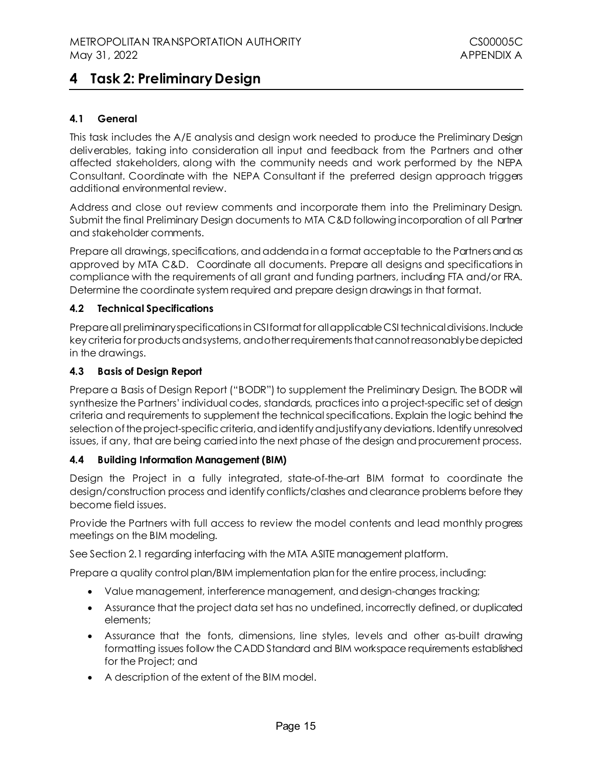# 4 Task 2: Preliminary Design

## 4.1 General

This task includes the A/E analysis and design work needed to produce the Preliminary Design deliverables, taking into consideration all input and feedback from the Partners and other affected stakeholders, along with the community needs and work performed by the NEPA Consultant. Coordinate with the NEPA Consultant if the preferred design approach triggers additional environmental review.

Address and close out review comments and incorporate them into the Preliminary Design. Submit the final Preliminary Design documents to MTA C&D following incorporation of all Partner and stakeholder comments.

Prepare all drawings, specifications, and addenda in a format acceptable to the Partners and as approved by MTA C&D. Coordinate all documents. Prepare all designs and specifications in compliance with the requirements of all grant and funding partners, including FTA and/or FRA. Determine the coordinate system required and prepare design drawings in that format.

## 4.2 Technical Specifications

Prepare all preliminary specifications in CSI format for all applicable CSI technical divisions. Include key criteria for products and systems, and other requirements that cannot reasonably be depicted in the drawings.

## 4.3 Basis of Design Report

Prepare a Basis of Design Report ("BODR") to supplement the Preliminary Design. The BODR will synthesize the Partners' individual codes, standards, practices into a project-specific set of design criteria and requirements to supplement the technical specifications. Explain the logic behind the selection of the project-specific criteria, and identify and justify any deviations. Identify unresolved issues, if any, that are being carried into the next phase of the design and procurement process.

## 4.4 Building Information Management (BIM)

Design the Project in a fully integrated, state-of-the-art BIM format to coordinate the design/construction process and identify conflicts/clashes and clearance problems before they become field issues.

Provide the Partners with full access to review the model contents and lead monthly progress meetings on the BIM modeling.

See Section 2.1 regarding interfacing with the MTA ASITE management platform.

Prepare a quality control plan/BIM implementation plan for the entire process, including:

- Value management, interference management, and design-changes tracking;
- Assurance that the project data set has no undefined, incorrectly defined, or duplicated elements;
- Assurance that the fonts, dimensions, line styles, levels and other as-built drawing formatting issues follow the CADD Standard and BIM workspace requirements established for the Project; and
- A description of the extent of the BIM model.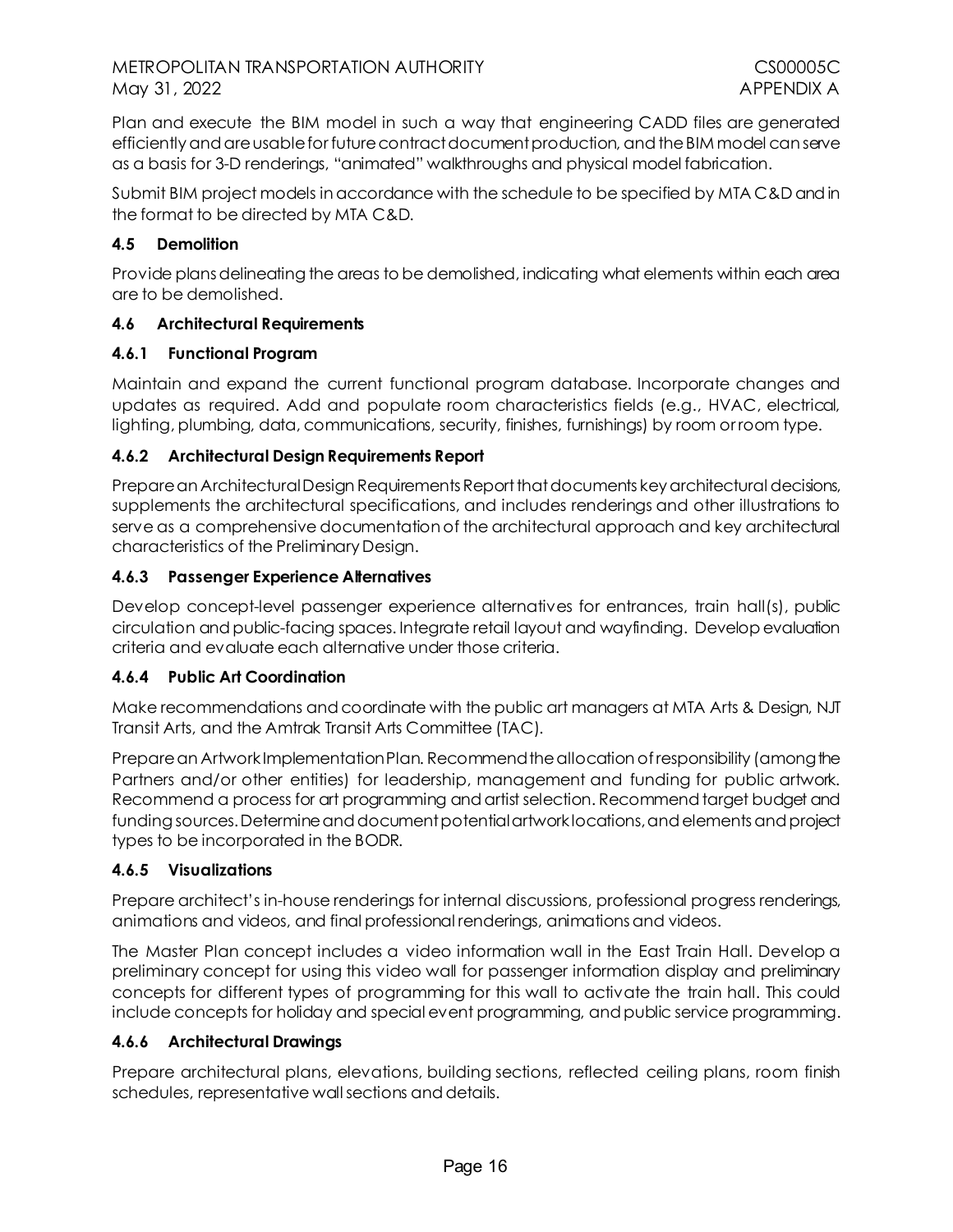Plan and execute the BIM model in such a way that engineering CADD files are generated efficiently and are usable for future contract document production, and the BIM model can serve as a basis for 3-D renderings, "animated" walkthroughs and physical model fabrication.

Submit BIM project models in accordance with the schedule to be specified by MTA C&D and in the format to be directed by MTA C&D.

### 4.5 Demolition

Provide plans delineating the areas to be demolished, indicating what elements within each area are to be demolished.

### 4.6 Architectural Requirements

#### 4.6.1 Functional Program

Maintain and expand the current functional program database. Incorporate changes and updates as required. Add and populate room characteristics fields (e.g., HVAC, electrical, lighting, plumbing, data, communications, security, finishes, furnishings) by room or room type.

#### 4.6.2 Architectural Design Requirements Report

Prepare an Architectural Design Requirements Report that documents key architectural decisions, supplements the architectural specifications, and includes renderings and other illustrations to serve as a comprehensive documentation of the architectural approach and key architectural characteristics of the Preliminary Design.

#### 4.6.3 Passenger Experience Alternatives

Develop concept-level passenger experience alternatives for entrances, train hall(s), public circulation and public-facing spaces. Integrate retail layout and wayfinding. Develop evaluation criteria and evaluate each alternative under those criteria.

#### 4.6.4 Public Art Coordination

Make recommendations and coordinate with the public art managers at MTA Arts & Design, NJT Transit Arts, and the Amtrak Transit Arts Committee (TAC).

Prepare an Artwork Implementation Plan. Recommend the allocation of responsibility (among the Partners and/or other entities) for leadership, management and funding for public artwork. Recommend a process for art programming and artist selection. Recommend target budget and funding sources. Determine and document potential artwork locations, and elements and project types to be incorporated in the BODR.

#### 4.6.5 Visualizations

Prepare architect's in-house renderings for internal discussions, professional progress renderings, animations and videos, and final professional renderings, animations and videos.

The Master Plan concept includes a video information wall in the East Train Hall. Develop a preliminary concept for using this video wall for passenger information display and preliminary concepts for different types of programming for this wall to activate the train hall. This could include concepts for holiday and special event programming, and public service programming.

#### 4.6.6 Architectural Drawings

Prepare architectural plans, elevations, building sections, reflected ceiling plans, room finish schedules, representative wall sections and details.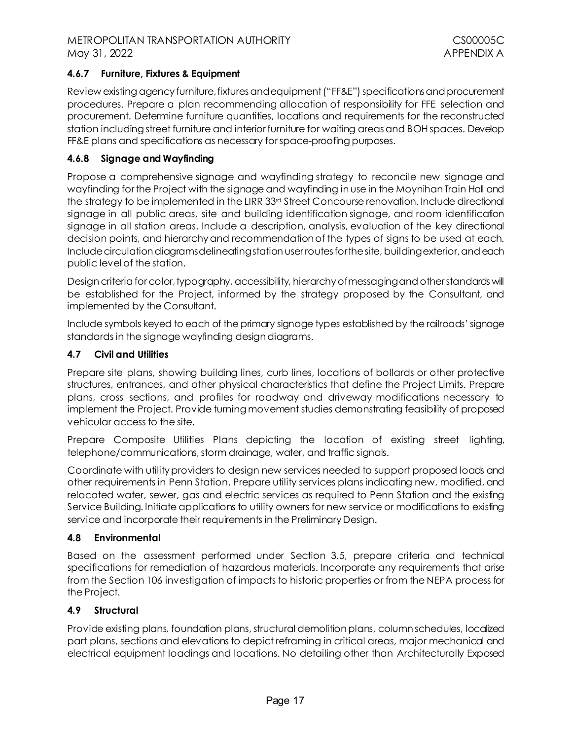### 4.6.7 Furniture, Fixtures & Equipment

Review existing agency furniture, fixtures and equipment ("FF&E") specifications and procurement procedures. Prepare a plan recommending allocation of responsibility for FFE selection and procurement. Determine furniture quantities, locations and requirements for the reconstructed station including street furniture and interior furniture for waiting areas and BOH spaces. Develop FF&E plans and specifications as necessary for space-proofing purposes.

### 4.6.8 Signage and Wayfinding

Propose a comprehensive signage and wayfinding strategy to reconcile new signage and wayfinding for the Project with the signage and wayfinding in use in the Moynihan Train Hall and the strategy to be implemented in the LIRR 33rd Street Concourse renovation. Include directional signage in all public areas, site and building identification signage, and room identification signage in all station areas. Include a description, analysis, evaluation of the key directional decision points, and hierarchy and recommendation of the types of signs to be used at each. Include circulation diagrams delineating station user routes for the site, building exterior, and each public level of the station.

Design criteria for color, typography, accessibility, hierarchy of messaging and other standards will be established for the Project, informed by the strategy proposed by the Consultant, and implemented by the Consultant.

Include symbols keyed to each of the primary signage types established by the railroads' signage standards in the signage wayfinding design diagrams.

## 4.7 Civil and Utilities

Prepare site plans, showing building lines, curb lines, locations of bollards or other protective structures, entrances, and other physical characteristics that define the Project Limits. Prepare plans, cross sections, and profiles for roadway and driveway modifications necessary to implement the Project. Provide turning movement studies demonstrating feasibility of proposed vehicular access to the site.

Prepare Composite Utilities Plans depicting the location of existing street lighting, telephone/communications, storm drainage, water, and traffic signals.

Coordinate with utility providers to design new services needed to support proposed loads and other requirements in Penn Station. Prepare utility services plans indicating new, modified, and relocated water, sewer, gas and electric services as required to Penn Station and the existing Service Building. Initiate applications to utility owners for new service or modifications to existing service and incorporate their requirements in the Preliminary Design.

## 4.8 Environmental

Based on the assessment performed under Section 3.5, prepare criteria and technical specifications for remediation of hazardous materials. Incorporate any requirements that arise from the Section 106 investigation of impacts to historic properties or from the NEPA process for the Project.

## 4.9 Structural

Provide existing plans, foundation plans, structural demolition plans, column schedules, localized part plans, sections and elevations to depict reframing in critical areas, major mechanical and electrical equipment loadings and locations. No detailing other than Architecturally Exposed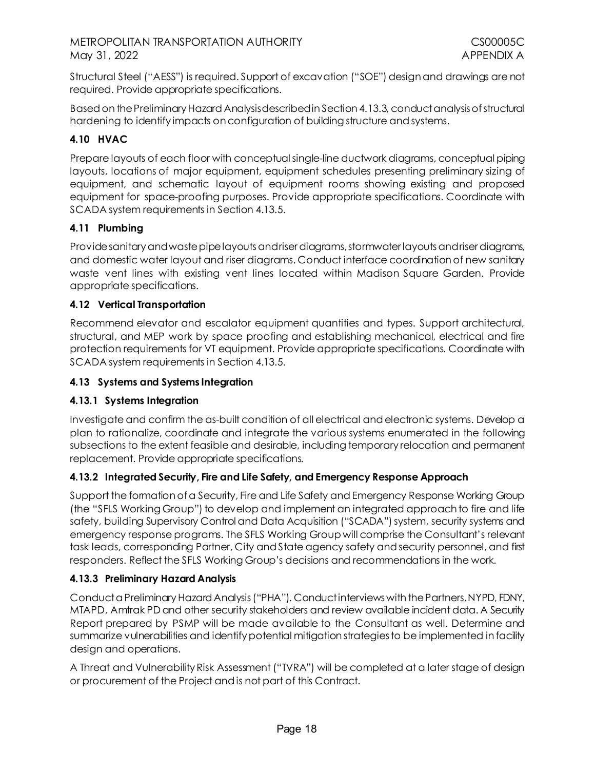Structural Steel ("AESS") is required. Support of excavation ("SOE") design and drawings are not required. Provide appropriate specifications.

Based on the Preliminary Hazard Analysis described in Section 4.13.3, conduct analysis of structural hardening to identify impacts on configuration of building structure and systems.

### 4.10 HVAC

Prepare layouts of each floor with conceptual single-line ductwork diagrams, conceptual piping layouts, locations of major equipment, equipment schedules presenting preliminary sizing of equipment, and schematic layout of equipment rooms showing existing and proposed equipment for space-proofing purposes. Provide appropriate specifications. Coordinate with SCADA system requirements in Section 4.13.5.

### 4.11 Plumbing

Provide sanitary and waste pipe layouts and riser diagrams, stormwater layouts and riser diagrams, and domestic water layout and riser diagrams. Conduct interface coordination of new sanitary waste vent lines with existing vent lines located within Madison Square Garden. Provide appropriate specifications.

### 4.12 Vertical Transportation

Recommend elevator and escalator equipment quantities and types. Support architectural, structural, and MEP work by space proofing and establishing mechanical, electrical and fire protection requirements for VT equipment. Provide appropriate specifications. Coordinate with SCADA system requirements in Section 4.13.5.

### 4.13 Systems and Systems Integration

#### 4.13.1 Systems Integration

Investigate and confirm the as-built condition of all electrical and electronic systems. Develop a plan to rationalize, coordinate and integrate the various systems enumerated in the following subsections to the extent feasible and desirable, including temporary relocation and permanent replacement. Provide appropriate specifications.

#### 4.13.2 Integrated Security, Fire and Life Safety, and Emergency Response Approach

Support the formation of a Security, Fire and Life Safety and Emergency Response Working Group (the "SFLS Working Group") to develop and implement an integrated approach to fire and life safety, building Supervisory Control and Data Acquisition ("SCADA") system, security systems and emergency response programs. The SFLS Working Group will comprise the Consultant's relevant task leads, corresponding Partner, City and State agency safety and security personnel, and first responders. Reflect the SFLS Working Group's decisions and recommendations in the work.

#### 4.13.3 Preliminary Hazard Analysis

Conduct a Preliminary Hazard Analysis ("PHA"). Conduct interviews with the Partners, NYPD, FDNY, MTAPD, Amtrak PD and other security stakeholders and review available incident data. A Security Report prepared by PSMP will be made available to the Consultant as well. Determine and summarize vulnerabilities and identify potential mitigation strategies to be implemented in facility design and operations.

A Threat and Vulnerability Risk Assessment ("TVRA") will be completed at a later stage of design or procurement of the Project and is not part of this Contract.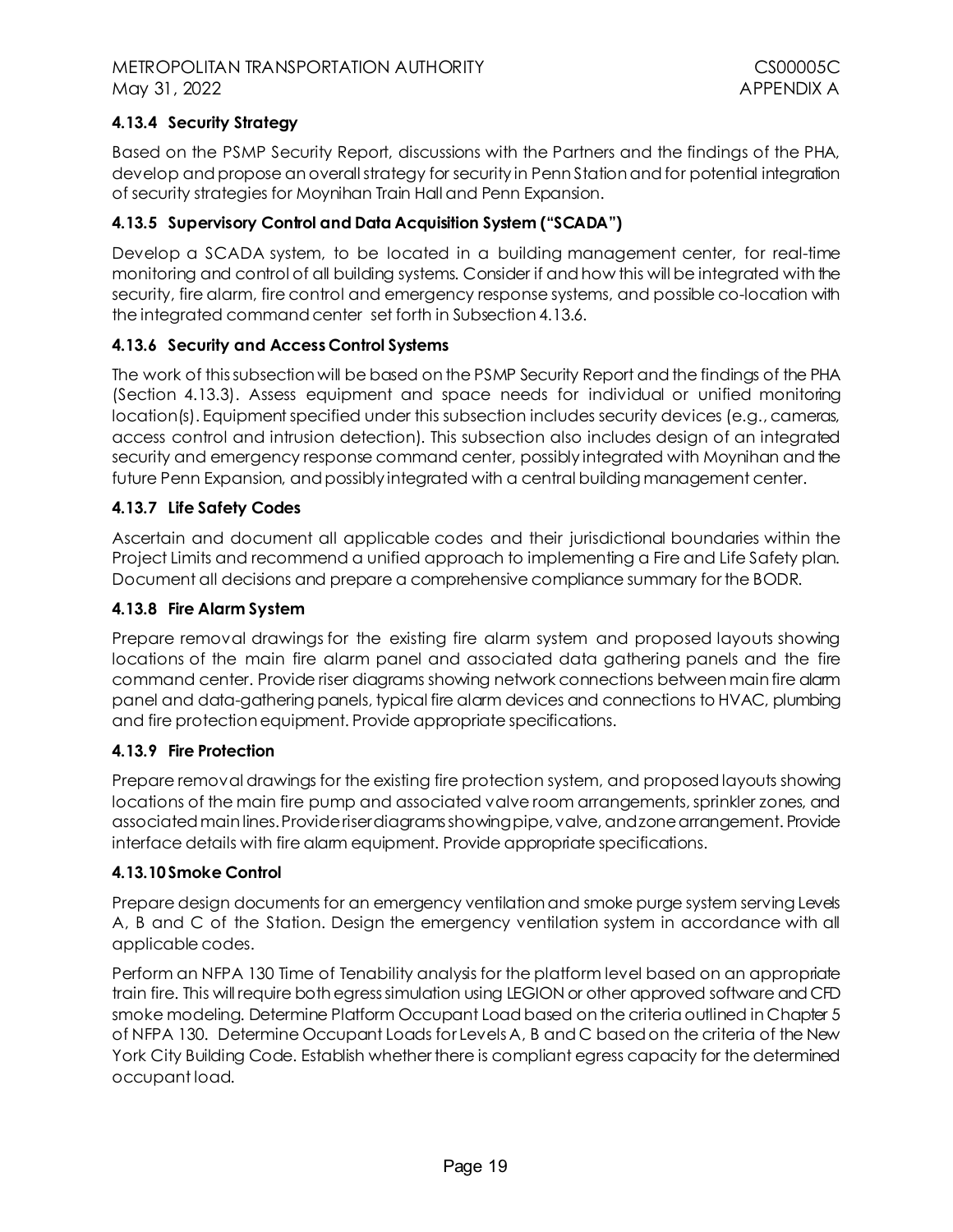#### 4.13.4 Security Strategy

Based on the PSMP Security Report, discussions with the Partners and the findings of the PHA, develop and propose an overall strategy for security in Penn Station and for potential integration of security strategies for Moynihan Train Hall and Penn Expansion.

#### 4.13.5 Supervisory Control and Data Acquisition System ("SCADA")

Develop a SCADA system, to be located in a building management center, for real-time monitoring and control of all building systems. Consider if and how this will be integrated with the security, fire alarm, fire control and emergency response systems, and possible co-location with the integrated command center set forth in Subsection 4.13.6.

#### 4.13.6 Security and Access Control Systems

The work of this subsection will be based on the PSMP Security Report and the findings of the PHA (Section 4.13.3). Assess equipment and space needs for individual or unified monitoring location(s). Equipment specified under this subsection includes security devices (e.g., cameras, access control and intrusion detection). This subsection also includes design of an integrated security and emergency response command center, possibly integrated with Moynihan and the future Penn Expansion, and possibly integrated with a central building management center.

#### 4.13.7 Life Safety Codes

Ascertain and document all applicable codes and their jurisdictional boundaries within the Project Limits and recommend a unified approach to implementing a Fire and Life Safety plan. Document all decisions and prepare a comprehensive compliance summary for the BODR.

#### 4.13.8 Fire Alarm System

Prepare removal drawings for the existing fire alarm system and proposed layouts showing locations of the main fire alarm panel and associated data gathering panels and the fire command center. Provide riser diagrams showing network connections between main fire alarm panel and data-gathering panels, typical fire alarm devices and connections to HVAC, plumbing and fire protection equipment. Provide appropriate specifications.

#### 4.13.9 Fire Protection

Prepare removal drawings for the existing fire protection system, and proposed layouts showing locations of the main fire pump and associated valve room arrangements, sprinkler zones, and associated main lines. Provide riser diagrams showing pipe, valve, and zone arrangement. Provide interface details with fire alarm equipment. Provide appropriate specifications.

#### 4.13.10 Smoke Control

Prepare design documents for an emergency ventilation and smoke purge system serving Levels A, B and C of the Station. Design the emergency ventilation system in accordance with all applicable codes.

Perform an NFPA 130 Time of Tenability analysis for the platform level based on an appropriate train fire. This will require both egress simulation using LEGION or other approved software and CFD smoke modeling. Determine Platform Occupant Load based on the criteria outlined in Chapter 5 of NFPA 130. Determine Occupant Loads for Levels A, B and C based on the criteria of the New York City Building Code. Establish whether there is compliant egress capacity for the determined occupant load.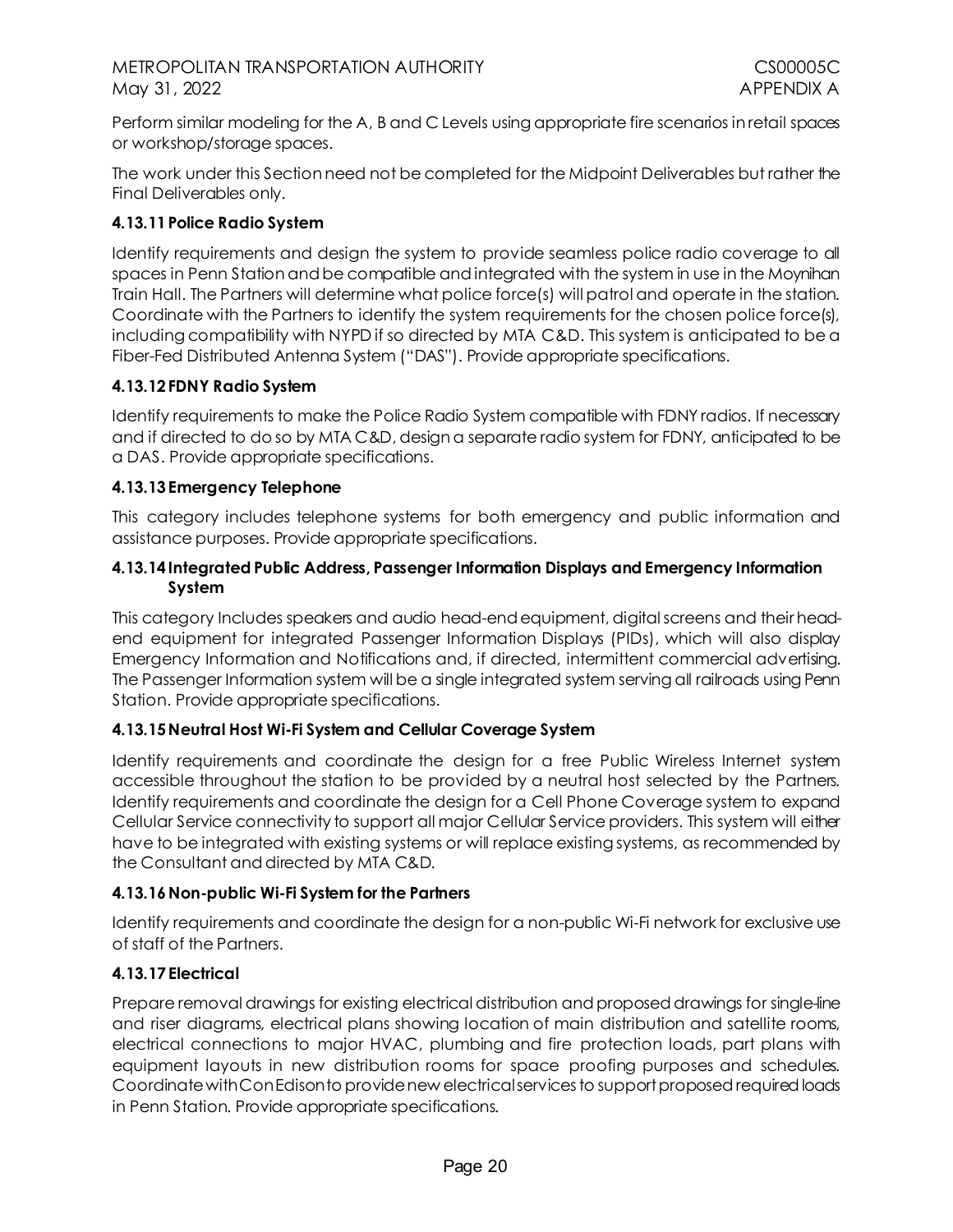Perform similar modeling for the A, B and C Levels using appropriate fire scenarios in retail spaces or workshop/storage spaces.

The work under this Section need not be completed for the Midpoint Deliverables but rather the Final Deliverables only.

#### 4.13.11 Police Radio System

Identify requirements and design the system to provide seamless police radio coverage to all spaces in Penn Station and be compatible and integrated with the system in use in the Moynihan Train Hall. The Partners will determine what police force(s) will patrol and operate in the station. Coordinate with the Partners to identify the system requirements for the chosen police force(s), including compatibility with NYPD if so directed by MTA C&D. This system is anticipated to be a Fiber-Fed Distributed Antenna System ("DAS"). Provide appropriate specifications.

#### 4.13.12 FDNY Radio System

Identify requirements to make the Police Radio System compatible with FDNY radios. If necessary and if directed to do so by MTA C&D, design a separate radio system for FDNY, anticipated to be a DAS. Provide appropriate specifications.

#### 4.13.13 Emergency Telephone

This category includes telephone systems for both emergency and public information and assistance purposes. Provide appropriate specifications.

#### 4.13.14 Integrated Public Address, Passenger Information Displays and Emergency Information System

This category Includes speakers and audio head-end equipment, digital screens and their head-end equipment for integrated Passenger Information Displays (PIDs), which will also display Emergency Information and Notifications and, if directed, intermittent commercial advertising. The Passenger Information system will be a single integrated system serving all railroads using Penn Station. Provide appropriate specifications.

#### 4.13.15 Neutral Host Wi-Fi System and Cellular Coverage System

Identify requirements and coordinate the design for a free Public Wireless Internet system accessible throughout the station to be provided by a neutral host selected by the Partners. Identify requirements and coordinate the design for a Cell Phone Coverage system to expand Cellular Service connectivity to support all major Cellular Service providers. This system will either have to be integrated with existing systems or will replace existing systems, as recommended by the Consultant and directed by MTA C&D.

#### 4.13.16 Non-public Wi-Fi System for the Partners

Identify requirements and coordinate the design for a non-public Wi-Fi network for exclusive use of staff of the Partners.

#### 4.13.17 Electrical

Prepare removal drawings for existing electrical distribution and proposed drawings for single-line and riser diagrams, electrical plans showing location of main distribution and satellite rooms, electrical connections to major HVAC, plumbing and fire protection loads, part plans with equipment layouts in new distribution rooms for space proofing purposes and schedules. Coordinate with ConEdison to provide new electrical services to support proposed required loads in Penn Station. Provide appropriate specifications.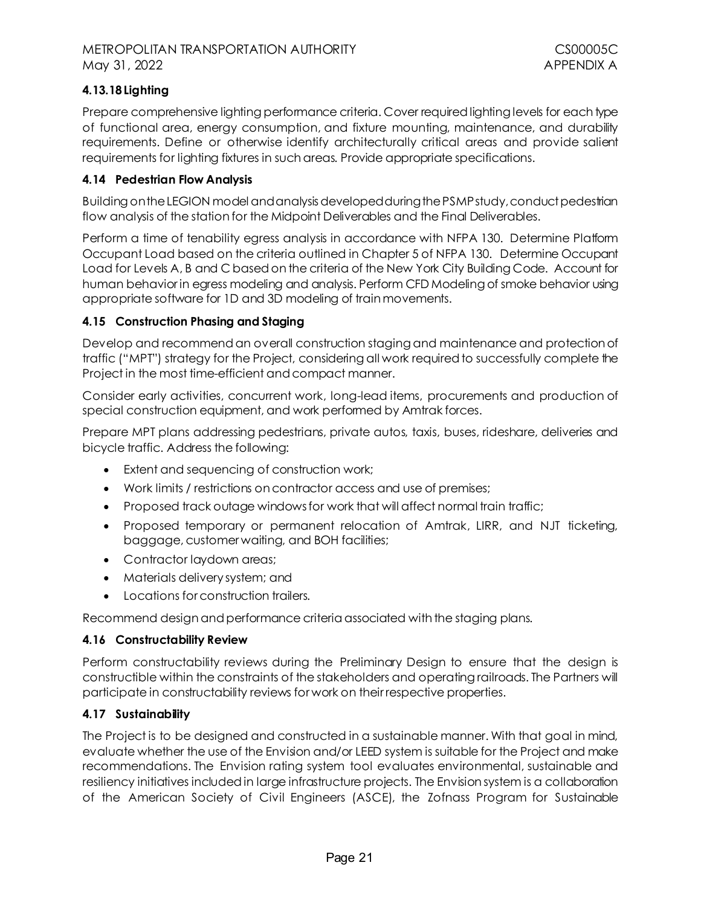#### 4.13.18 Lighting

Prepare comprehensive lighting performance criteria. Cover required lighting levels for each type of functional area, energy consumption, and fixture mounting, maintenance, and durability requirements. Define or otherwise identify architecturally critical areas and provide salient requirements for lighting fixtures in such areas. Provide appropriate specifications.

### 4.14 Pedestrian Flow Analysis

Building on the LEGION model and analysis developed during the PSMP study, conduct pedestrian flow analysis of the station for the Midpoint Deliverables and the Final Deliverables.

Perform a time of tenability egress analysis in accordance with NFPA 130. Determine Platform Occupant Load based on the criteria outlined in Chapter 5 of NFPA 130. Determine Occupant Load for Levels A, B and C based on the criteria of the New York City Building Code. Account for human behavior in egress modeling and analysis. Perform CFD Modeling of smoke behavior using appropriate software for 1D and 3D modeling of train movements.

### 4.15 Construction Phasing and Staging

Develop and recommend an overall construction staging and maintenance and protection of traffic ("MPT") strategy for the Project, considering all work required to successfully complete the Project in the most time-efficient and compact manner.

Consider early activities, concurrent work, long-lead items, procurements and production of special construction equipment, and work performed by Amtrak forces.

Prepare MPT plans addressing pedestrians, private autos, taxis, buses, rideshare, deliveries and bicycle traffic. Address the following:

- Extent and sequencing of construction work;
- Work limits / restrictions on contractor access and use of premises;
- Proposed track outage windows for work that will affect normal train traffic;
- Proposed temporary or permanent relocation of Amtrak, LIRR, and NJT ticketing, baggage, customer waiting, and BOH facilities;
- Contractor laydown areas;
- Materials delivery system; and
- Locations for construction trailers.

Recommend design and performance criteria associated with the staging plans.

### 4.16 Constructability Review

Perform constructability reviews during the Preliminary Design to ensure that the design is constructible within the constraints of the stakeholders and operating railroads. The Partners will participate in constructability reviews for work on their respective properties.

### 4.17 Sustainability

The Project is to be designed and constructed in a sustainable manner. With that goal in mind, evaluate whether the use of the Envision and/or LEED system is suitable for the Project and make recommendations. The Envision rating system tool evaluates environmental, sustainable and resiliency initiatives included in large infrastructure projects. The Envision system is a collaboration of the American Society of Civil Engineers (ASCE), the Zofnass Program for Sustainable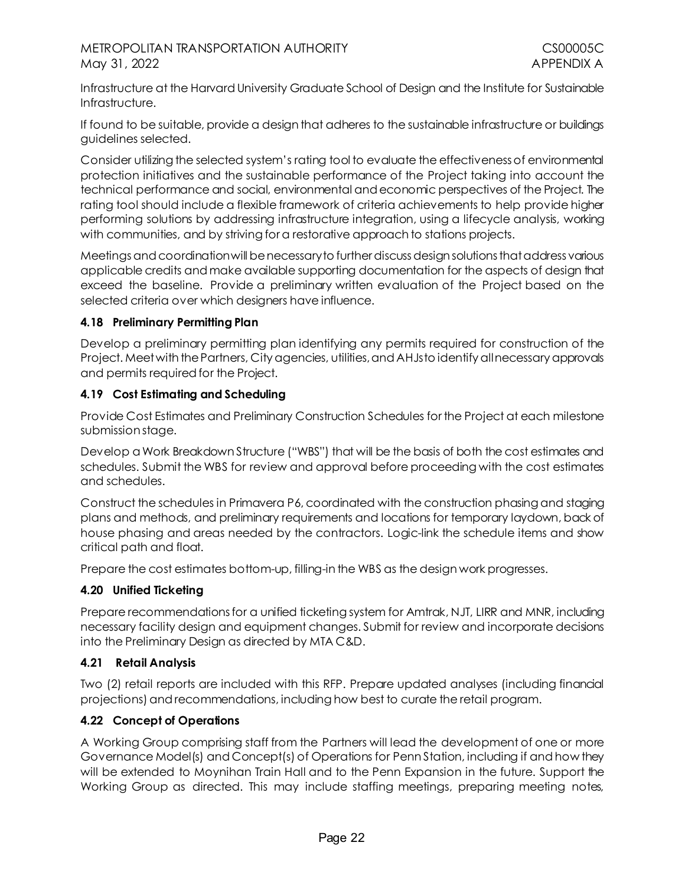Infrastructure at the Harvard University Graduate School of Design and the Institute for Sustainable Infrastructure.

If found to be suitable, provide a design that adheres to the sustainable infrastructure or buildings guidelines selected.

Consider utilizing the selected system's rating tool to evaluate the effectiveness of environmental protection initiatives and the sustainable performance of the Project taking into account the technical performance and social, environmental and economic perspectives of the Project. The rating tool should include a flexible framework of criteria achievements to help provide higher performing solutions by addressing infrastructure integration, using a lifecycle analysis, working with communities, and by striving for a restorative approach to stations projects.

Meetings and coordination will be necessary to further discuss design solutions that address various applicable credits and make available supporting documentation for the aspects of design that exceed the baseline. Provide a preliminary written evaluation of the Project based on the selected criteria over which designers have influence.

### 4.18 Preliminary Permitting Plan

Develop a preliminary permitting plan identifying any permits required for construction of the Project. Meet with the Partners, City agencies, utilities, and AHJs to identify all necessary approvals and permits required for the Project.

### 4.19 Cost Estimating and Scheduling

Provide Cost Estimates and Preliminary Construction Schedules for the Project at each milestone submission stage.

Develop a Work Breakdown Structure ("WBS") that will be the basis of both the cost estimates and schedules. Submit the WBS for review and approval before proceeding with the cost estimates and schedules.

Construct the schedules in Primavera P6, coordinated with the construction phasing and staging plans and methods, and preliminary requirements and locations for temporary laydown, back of house phasing and areas needed by the contractors. Logic-link the schedule items and show critical path and float.

Prepare the cost estimates bottom-up, filling-in the WBS as the design work progresses.

### 4.20 Unified Ticketing

Prepare recommendations for a unified ticketing system for Amtrak, NJT, LIRR and MNR, including necessary facility design and equipment changes. Submit for review and incorporate decisions into the Preliminary Design as directed by MTA C&D.

### 4.21 Retail Analysis

Two (2) retail reports are included with this RFP. Prepare updated analyses (including financial projections) and recommendations, including how best to curate the retail program.

### 4.22 Concept of Operations

A Working Group comprising staff from the Partners will lead the development of one or more Governance Model(s) and Concept(s) of Operations for Penn Station, including if and how they will be extended to Moynihan Train Hall and to the Penn Expansion in the future. Support the Working Group as directed. This may include staffing meetings, preparing meeting notes,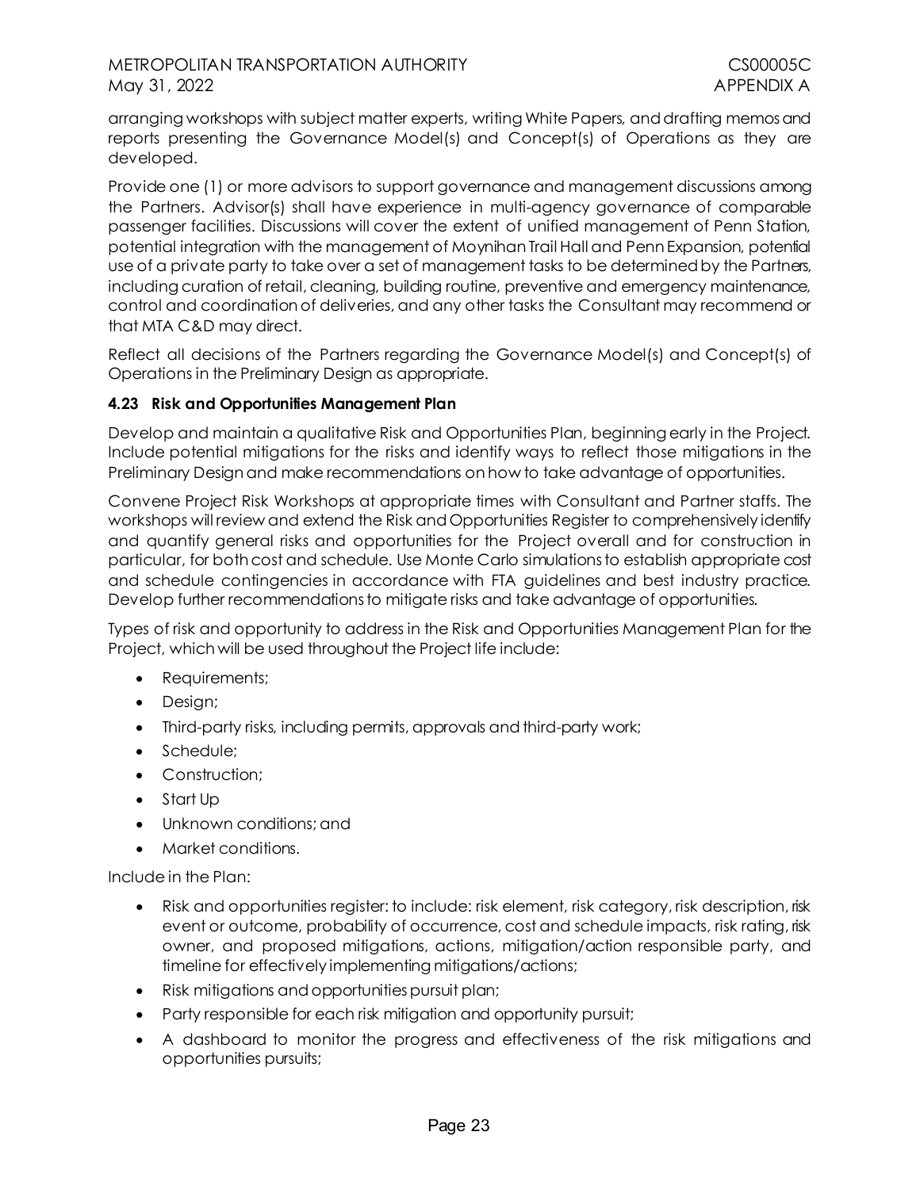arranging workshops with subject matter experts, writing White Papers, and drafting memos and reports presenting the Governance Model(s) and Concept(s) of Operations as they are developed.

Provide one (1) or more advisors to support governance and management discussions among the Partners. Advisor(s) shall have experience in multi-agency governance of comparable passenger facilities. Discussions will cover the extent of unified management of Penn Station, potential integration with the management of Moynihan Train Hall and Penn Expansion, potential use of a private party to take over a set of management tasks to be determined by the Partners, including curation of retail, cleaning, building routine, preventive and emergency maintenance, control and coordination of deliveries, and any other tasks the Consultant may recommend or that MTA C&D may direct.

Reflect all decisions of the Partners regarding the Governance Model(s) and Concept(s) of Operations in the Preliminary Design as appropriate.

### 4.23 Risk and Opportunities Management Plan

Develop and maintain a qualitative Risk and Opportunities Plan, beginning early in the Project. Include potential mitigations for the risks and identify ways to reflect those mitigations in the Preliminary Design and make recommendations on how to take advantage of opportunities.

Convene Project Risk Workshops at appropriate times with Consultant and Partner staffs. The workshops will review and extend the Risk and Opportunities Register to comprehensively identify and quantify general risks and opportunities for the Project overall and for construction in particular, for both cost and schedule. Use Monte Carlo simulations to establish appropriate cost and schedule contingencies in accordance with FTA guidelines and best industry practice. Develop further recommendations to mitigate risks and take advantage of opportunities.

Types of risk and opportunity to address in the Risk and Opportunities Management Plan for the Project, which will be used throughout the Project life include:

- Requirements;
- Design;
- Third-party risks, including permits, approvals and third-party work;
- Schedule;
- Construction;
- Start Up
- Unknown conditions; and
- Market conditions.

Include in the Plan:

- Risk and opportunities register: to include: risk element, risk category, risk description, risk event or outcome, probability of occurrence, cost and schedule impacts, risk rating, risk owner, and proposed mitigations, actions, mitigation/action responsible party, and timeline for effectively implementing mitigations/actions;
- Risk mitigations and opportunities pursuit plan;
- Party responsible for each risk mitigation and opportunity pursuit;
- A dashboard to monitor the progress and effectiveness of the risk mitigations and opportunities pursuits;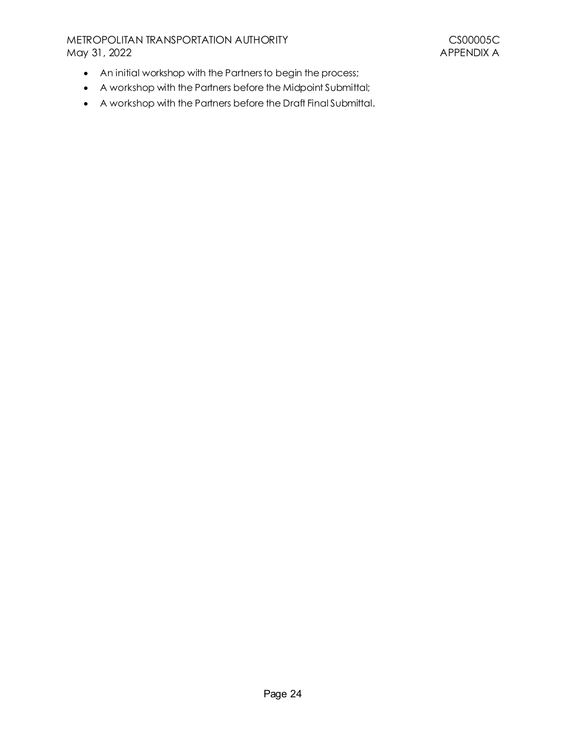- An initial workshop with the Partners to begin the process;
- A workshop with the Partners before the Midpoint Submittal;
- A workshop with the Partners before the Draft Final Submittal.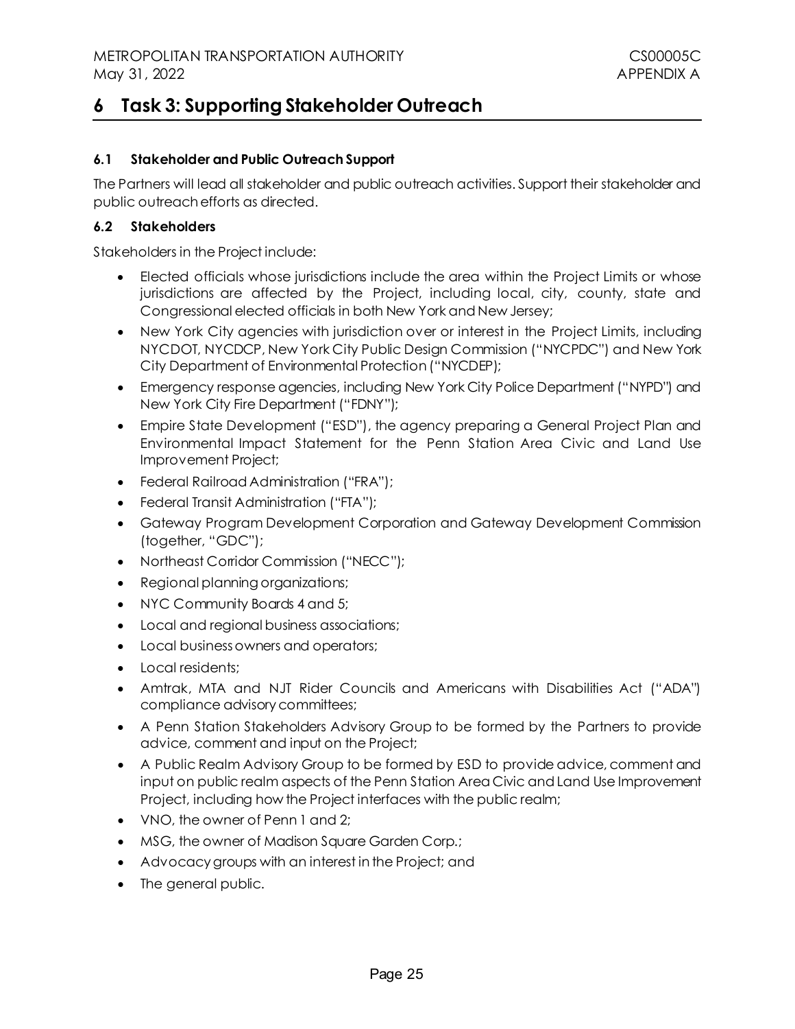# 6 Task 3: Supporting Stakeholder Outreach

### 6.1 Stakeholder and Public Outreach Support

The Partners will lead all stakeholder and public outreach activities. Support their stakeholder and public outreach efforts as directed.

### 6.2 Stakeholders

Stakeholders in the Project include:

- Elected officials whose jurisdictions include the area within the Project Limits or whose jurisdictions are affected by the Project, including local, city, county, state and Congressional elected officials in both New York and New Jersey;
- New York City agencies with jurisdiction over or interest in the Project Limits, including NYCDOT, NYCDCP, New York City Public Design Commission ("NYCPDC") and New York City Department of Environmental Protection ("NYCDEP);
- Emergency response agencies, including New York City Police Department ("NYPD") and New York City Fire Department ("FDNY");
- Empire State Development ("ESD"), the agency preparing a General Project Plan and Environmental Impact Statement for the Penn Station Area Civic and Land Use Improvement Project;
- Federal Railroad Administration ("FRA");
- Federal Transit Administration ("FTA");
- Gateway Program Development Corporation and Gateway Development Commission (together, "GDC");
- Northeast Corridor Commission ("NECC");
- Regional planning organizations;
- NYC Community Boards 4 and 5;
- Local and regional business associations;
- Local business owners and operators;
- Local residents;
- Amtrak, MTA and NJT Rider Councils and Americans with Disabilities Act ("ADA") compliance advisory committees;
- A Penn Station Stakeholders Advisory Group to be formed by the Partners to provide advice, comment and input on the Project;
- A Public Realm Advisory Group to be formed by ESD to provide advice, comment and input on public realm aspects of the Penn Station Area Civic and Land Use Improvement Project, including how the Project interfaces with the public realm;
- VNO, the owner of Penn 1 and 2;
- MSG, the owner of Madison Square Garden Corp.;
- Advocacy groups with an interest in the Project; and
- The general public.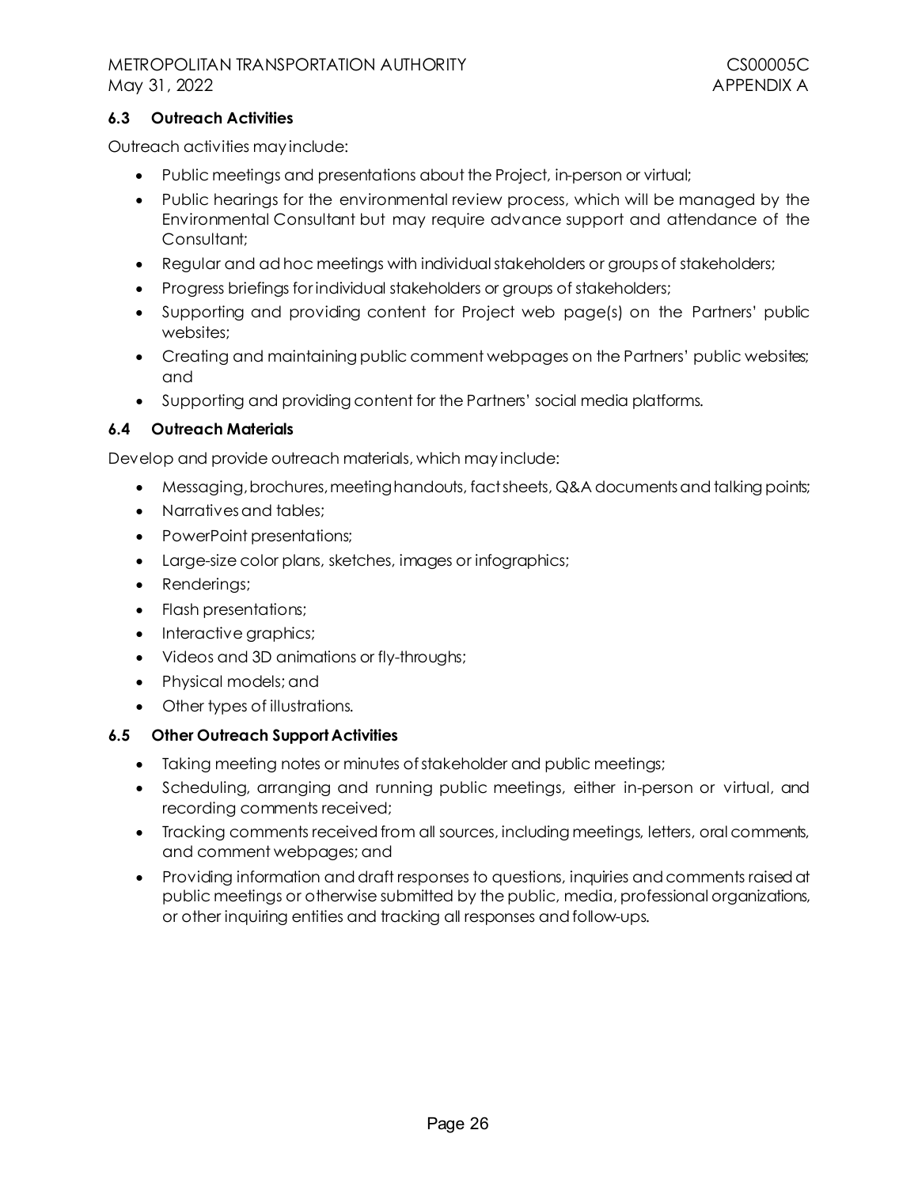### 6.3 Outreach Activities

Outreach activities may include:

- Public meetings and presentations about the Project, in-person or virtual;
- Public hearings for the environmental review process, which will be managed by the Environmental Consultant but may require advance support and attendance of the Consultant;
- Regular and ad hoc meetings with individual stakeholders or groups of stakeholders;
- Progress briefings for individual stakeholders or groups of stakeholders;
- Supporting and providing content for Project web page(s) on the Partners' public websites;
- Creating and maintaining public comment webpages on the Partners' public websites; and
- Supporting and providing content for the Partners' social media platforms.

### 6.4 Outreach Materials

Develop and provide outreach materials, which may include:

- Messaging, brochures, meeting handouts, fact sheets, Q&A documents and talking points;
- Narratives and tables;
- PowerPoint presentations;
- Large-size color plans, sketches, images or infographics;
- Renderings;
- Flash presentations;
- Interactive graphics;
- Videos and 3D animations or fly-throughs;
- Physical models; and
- Other types of illustrations.

### 6.5 Other Outreach Support Activities

- Taking meeting notes or minutes of stakeholder and public meetings;
- Scheduling, arranging and running public meetings, either in-person or virtual, and recording comments received;
- Tracking comments received from all sources, including meetings, letters, oral comments, and comment webpages; and
- Providing information and draft responses to questions, inquiries and comments raised at public meetings or otherwise submitted by the public, media, professional organizations, or other inquiring entities and tracking all responses and follow-ups.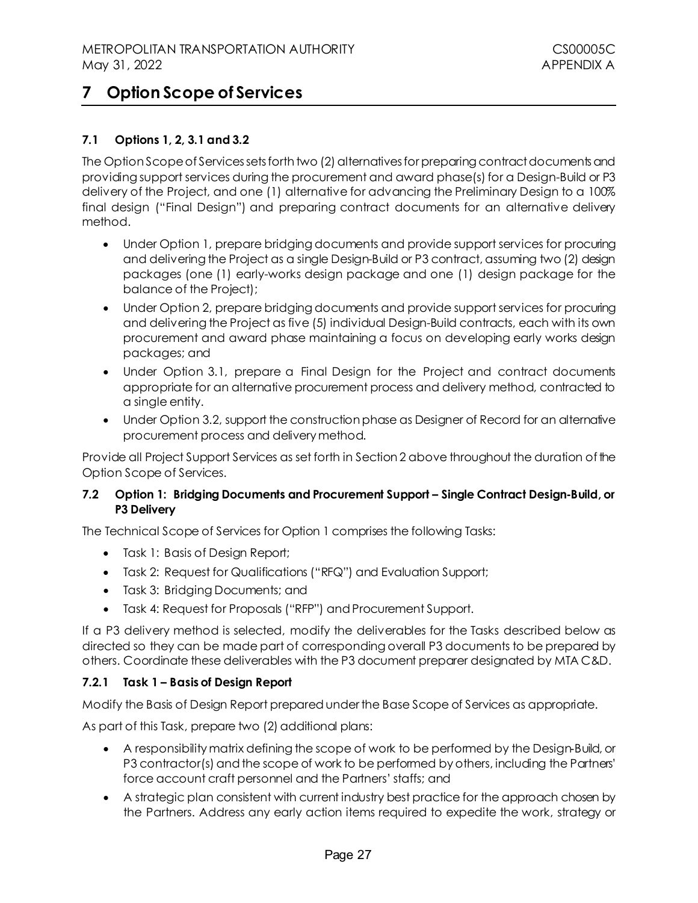# 7 Option Scope of Services

### 7.1 Options 1, 2, 3.1 and 3.2

The Option Scope of Services sets forth two (2) alternatives for preparing contract documents and providing support services during the procurement and award phase(s) for a Design-Build or P3 delivery of the Project, and one (1) alternative for advancing the Preliminary Design to a 100% final design ("Final Design") and preparing contract documents for an alternative delivery method.

- Under Option 1, prepare bridging documents and provide support services for procuring and delivering the Project as a single Design-Build or P3 contract, assuming two (2) design packages (one (1) early-works design package and one (1) design package for the balance of the Project);
- Under Option 2, prepare bridging documents and provide support services for procuring and delivering the Project as five (5) individual Design-Build contracts, each with its own procurement and award phase maintaining a focus on developing early works design packages; and
- Under Option 3.1, prepare a Final Design for the Project and contract documents appropriate for an alternative procurement process and delivery method, contracted to a single entity.
- Under Option 3.2, support the construction phase as Designer of Record for an alternative procurement process and delivery method.

Provide all Project Support Services as set forth in Section 2 above throughout the duration of the Option Scope of Services.

### 7.2 Option 1: Bridging Documents and Procurement Support – Single Contract Design-Build, or P3 Delivery

The Technical Scope of Services for Option 1 comprises the following Tasks:

- Task 1: Basis of Design Report;
- Task 2: Request for Qualifications ("RFQ") and Evaluation Support;
- Task 3: Bridging Documents; and
- Task 4: Request for Proposals ("RFP") and Procurement Support.

If a P3 delivery method is selected, modify the deliverables for the Tasks described below as directed so they can be made part of corresponding overall P3 documents to be prepared by others. Coordinate these deliverables with the P3 document preparer designated by MTA C&D.

#### 7.2.1 Task 1 – Basis of Design Report

Modify the Basis of Design Report prepared under the Base Scope of Services as appropriate.

As part of this Task, prepare two (2) additional plans:

- A responsibility matrix defining the scope of work to be performed by the Design-Build, or P3 contractor(s) and the scope of work to be performed by others, including the Partners' force account craft personnel and the Partners' staffs; and
- A strategic plan consistent with current industry best practice for the approach chosen by the Partners. Address any early action items required to expedite the work, strategy or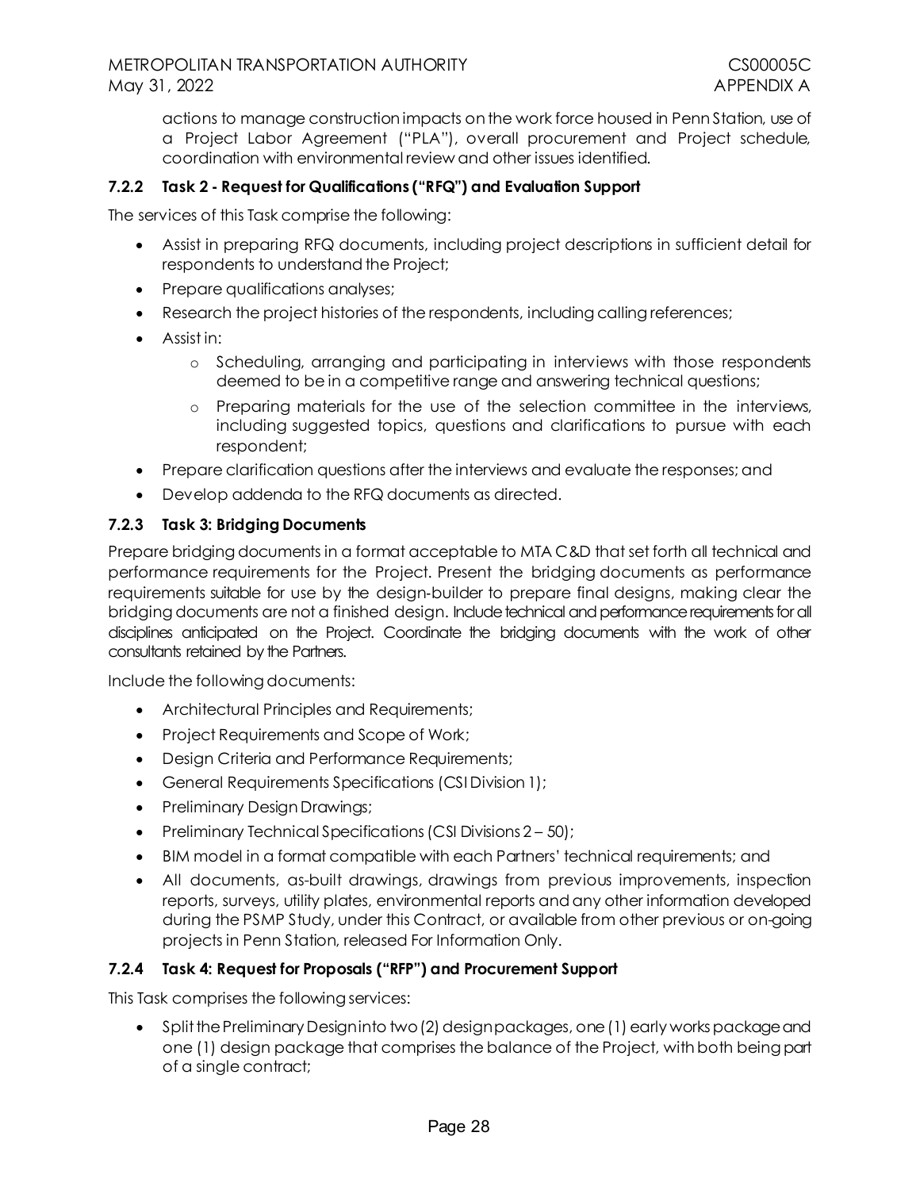actions to manage construction impacts on the work force housed in Penn Station, use of a Project Labor Agreement ("PLA"), overall procurement and Project schedule, coordination with environmental review and other issues identified.

#### 7.2.2 Task 2 - Request for Qualifications ("RFQ") and Evaluation Support

The services of this Task comprise the following:

- Assist in preparing RFQ documents, including project descriptions in sufficient detail for respondents to understand the Project;
- Prepare qualifications analyses;
- Research the project histories of the respondents, including calling references;
- Assist in:
  - Scheduling, arranging and participating in interviews with those respondents deemed to be in a competitive range and answering technical questions;
  - Preparing materials for the use of the selection committee in the interviews, including suggested topics, questions and clarifications to pursue with each respondent;
- Prepare clarification questions after the interviews and evaluate the responses; and
- Develop addenda to the RFQ documents as directed.

#### 7.2.3 Task 3: Bridging Documents

Prepare bridging documents in a format acceptable to MTA C&D that set forth all technical and performance requirements for the Project. Present the bridging documents as performance requirements suitable for use by the design-builder to prepare final designs, making clear the bridging documents are not a finished design. Include technical and performance requirements for all disciplines anticipated on the Project. Coordinate the bridging documents with the work of other consultants retained by the Partners.

Include the following documents:

- Architectural Principles and Requirements;
- Project Requirements and Scope of Work;
- Design Criteria and Performance Requirements;
- General Requirements Specifications (CSI Division 1);
- Preliminary Design Drawings;
- Preliminary Technical Specifications (CSI Divisions 2 – 50);
- BIM model in a format compatible with each Partners' technical requirements; and
- All documents, as-built drawings, drawings from previous improvements, inspection reports, surveys, utility plates, environmental reports and any other information developed during the PSMP Study, under this Contract, or available from other previous or on-going projects in Penn Station, released For Information Only.

#### 7.2.4 Task 4: Request for Proposals ("RFP") and Procurement Support

This Task comprises the following services:

- Split the Preliminary Design into two (2) design packages, one (1) early works package and one (1) design package that comprises the balance of the Project, with both being part of a single contract;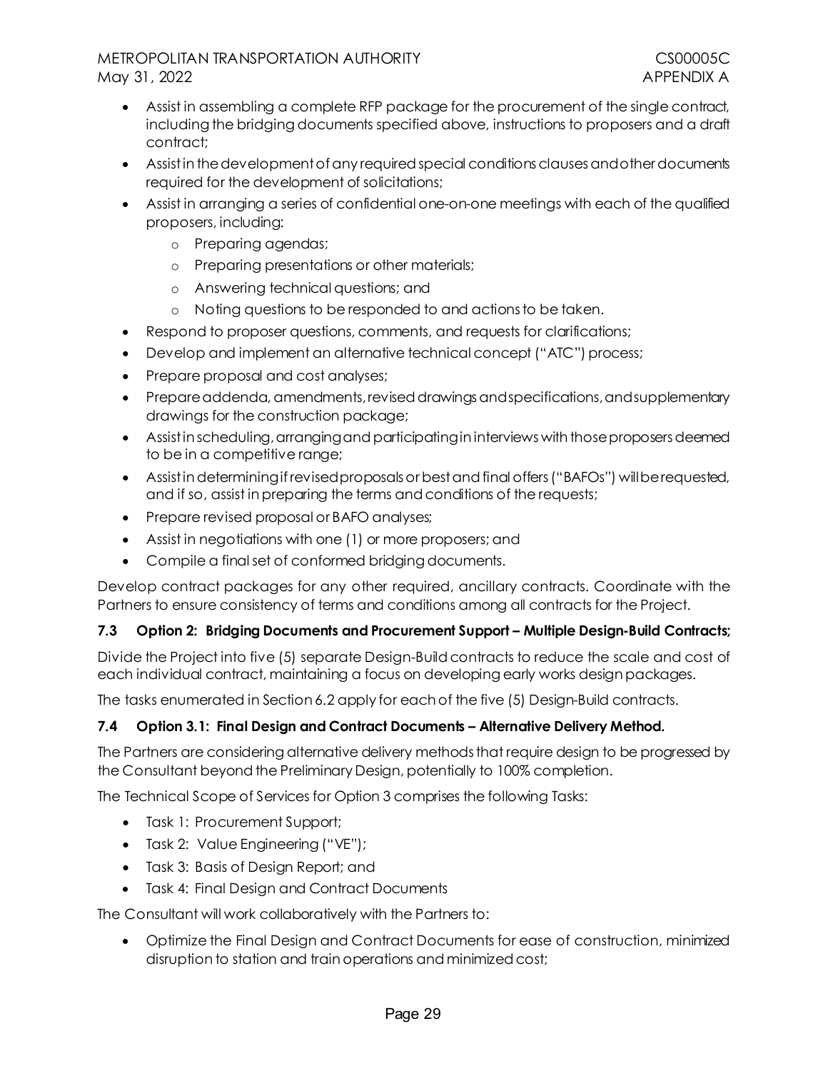- Assist in assembling a complete RFP package for the procurement of the single contract, including the bridging documents specified above, instructions to proposers and a draft contract;
- Assist in the development of any required special conditions clauses and other documents required for the development of solicitations;
- Assist in arranging a series of confidential one-on-one meetings with each of the qualified proposers, including:
  - Preparing agendas;
  - Preparing presentations or other materials;
  - Answering technical questions; and
  - Noting questions to be responded to and actions to be taken.
- Respond to proposer questions, comments, and requests for clarifications;
- Develop and implement an alternative technical concept ("ATC") process;
- Prepare proposal and cost analyses;
- Prepare addenda, amendments, revised drawings and specifications, and supplementary drawings for the construction package;
- Assist in scheduling, arranging and participating in interviews with those proposers deemed to be in a competitive range;
- Assist in determining if revised proposals or best and final offers ("BAFOs") will be requested, and if so, assist in preparing the terms and conditions of the requests;
- Prepare revised proposal or BAFO analyses;
- Assist in negotiations with one (1) or more proposers; and
- Compile a final set of conformed bridging documents.

Develop contract packages for any other required, ancillary contracts. Coordinate with the Partners to ensure consistency of terms and conditions among all contracts for the Project.

### 7.3 Option 2: Bridging Documents and Procurement Support – Multiple Design-Build Contracts;

Divide the Project into five (5) separate Design-Build contracts to reduce the scale and cost of each individual contract, maintaining a focus on developing early works design packages.

The tasks enumerated in Section 6.2 apply for each of the five (5) Design-Build contracts.

### 7.4 Option 3.1: Final Design and Contract Documents – Alternative Delivery Method.

The Partners are considering alternative delivery methods that require design to be progressed by the Consultant beyond the Preliminary Design, potentially to 100% completion.

The Technical Scope of Services for Option 3 comprises the following Tasks:

- Task 1: Procurement Support;
- Task 2: Value Engineering ("VE");
- Task 3: Basis of Design Report; and
- Task 4: Final Design and Contract Documents

The Consultant will work collaboratively with the Partners to:

- Optimize the Final Design and Contract Documents for ease of construction, minimized disruption to station and train operations and minimized cost;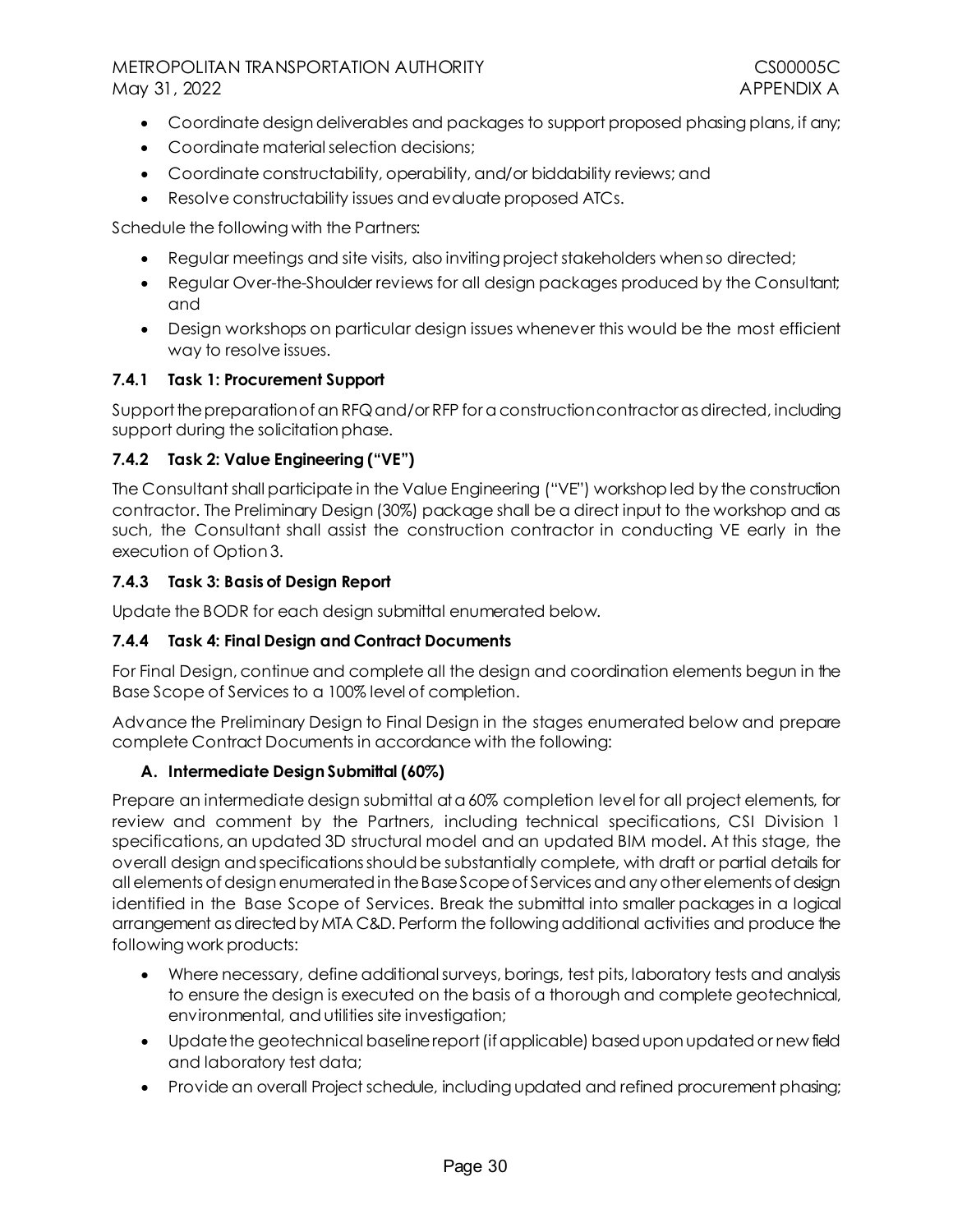- Coordinate design deliverables and packages to support proposed phasing plans, if any;
- Coordinate material selection decisions;
- Coordinate constructability, operability, and/or biddability reviews; and
- Resolve constructability issues and evaluate proposed ATCs.

Schedule the following with the Partners:

- Regular meetings and site visits, also inviting project stakeholders when so directed;
- Regular Over-the-Shoulder reviews for all design packages produced by the Consultant; and
- Design workshops on particular design issues whenever this would be the most efficient way to resolve issues.

### 7.4.1 Task 1: Procurement Support

Support the preparation of an RFQ and/or RFP for a construction contractor as directed, including support during the solicitation phase.

### 7.4.2 Task 2: Value Engineering ("VE")

The Consultant shall participate in the Value Engineering ("VE") workshop led by the construction contractor. The Preliminary Design (30%) package shall be a direct input to the workshop and as such, the Consultant shall assist the construction contractor in conducting VE early in the execution of Option 3.

### 7.4.3 Task 3: Basis of Design Report

Update the BODR for each design submittal enumerated below.

### 7.4.4 Task 4: Final Design and Contract Documents

For Final Design, continue and complete all the design and coordination elements begun in the Base Scope of Services to a 100% level of completion.

Advance the Preliminary Design to Final Design in the stages enumerated below and prepare complete Contract Documents in accordance with the following:

#### A. Intermediate Design Submittal (60%)

Prepare an intermediate design submittal at a 60% completion level for all project elements, for review and comment by the Partners, including technical specifications, CSI Division 1 specifications, an updated 3D structural model and an updated BIM model. At this stage, the overall design and specifications should be substantially complete, with draft or partial details for all elements of design enumerated in the Base Scope of Services and any other elements of design identified in the Base Scope of Services. Break the submittal into smaller packages in a logical arrangement as directed by MTA C&D. Perform the following additional activities and produce the following work products:

- Where necessary, define additional surveys, borings, test pits, laboratory tests and analysis to ensure the design is executed on the basis of a thorough and complete geotechnical, environmental, and utilities site investigation;
- Update the geotechnical baseline report (if applicable) based upon updated or new field and laboratory test data;
- Provide an overall Project schedule, including updated and refined procurement phasing;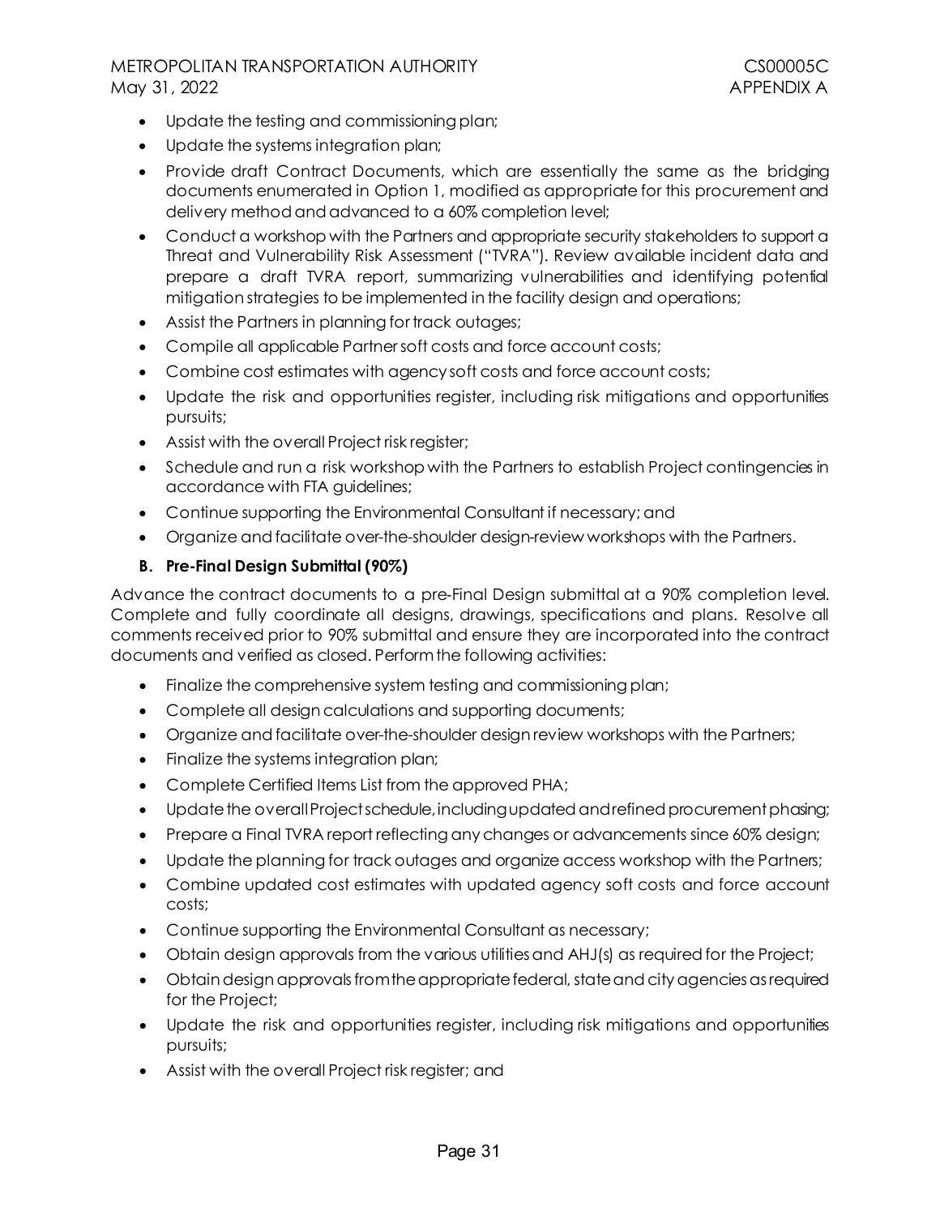- Update the testing and commissioning plan;
- Update the systems integration plan;
- Provide draft Contract Documents, which are essentially the same as the bridging documents enumerated in Option 1, modified as appropriate for this procurement and delivery method and advanced to a 60% completion level;
- Conduct a workshop with the Partners and appropriate security stakeholders to support a Threat and Vulnerability Risk Assessment ("TVRA"). Review available incident data and prepare a draft TVRA report, summarizing vulnerabilities and identifying potential mitigation strategies to be implemented in the facility design and operations;
- Assist the Partners in planning for track outages;
- Compile all applicable Partner soft costs and force account costs;
- Combine cost estimates with agency soft costs and force account costs;
- Update the risk and opportunities register, including risk mitigations and opportunities pursuits;
- Assist with the overall Project risk register;
- Schedule and run a risk workshop with the Partners to establish Project contingencies in accordance with FTA guidelines;
- Continue supporting the Environmental Consultant if necessary; and
- Organize and facilitate over-the-shoulder design-review workshops with the Partners.

**B. Pre-Final Design Submittal (90%)**

Advance the contract documents to a pre-Final Design submittal at a 90% completion level. Complete and fully coordinate all designs, drawings, specifications and plans. Resolve all comments received prior to 90% submittal and ensure they are incorporated into the contract documents and verified as closed. Perform the following activities:

- Finalize the comprehensive system testing and commissioning plan;
- Complete all design calculations and supporting documents;
- Organize and facilitate over-the-shoulder design review workshops with the Partners;
- Finalize the systems integration plan;
- Complete Certified Items List from the approved PHA;
- Update the overall Project schedule, including updated and refined procurement phasing;
- Prepare a Final TVRA report reflecting any changes or advancements since 60% design;
- Update the planning for track outages and organize access workshop with the Partners;
- Combine updated cost estimates with updated agency soft costs and force account costs;
- Continue supporting the Environmental Consultant as necessary;
- Obtain design approvals from the various utilities and AHJ(s) as required for the Project;
- Obtain design approvals from the appropriate federal, state and city agencies as required for the Project;
- Update the risk and opportunities register, including risk mitigations and opportunities pursuits;
- Assist with the overall Project risk register; and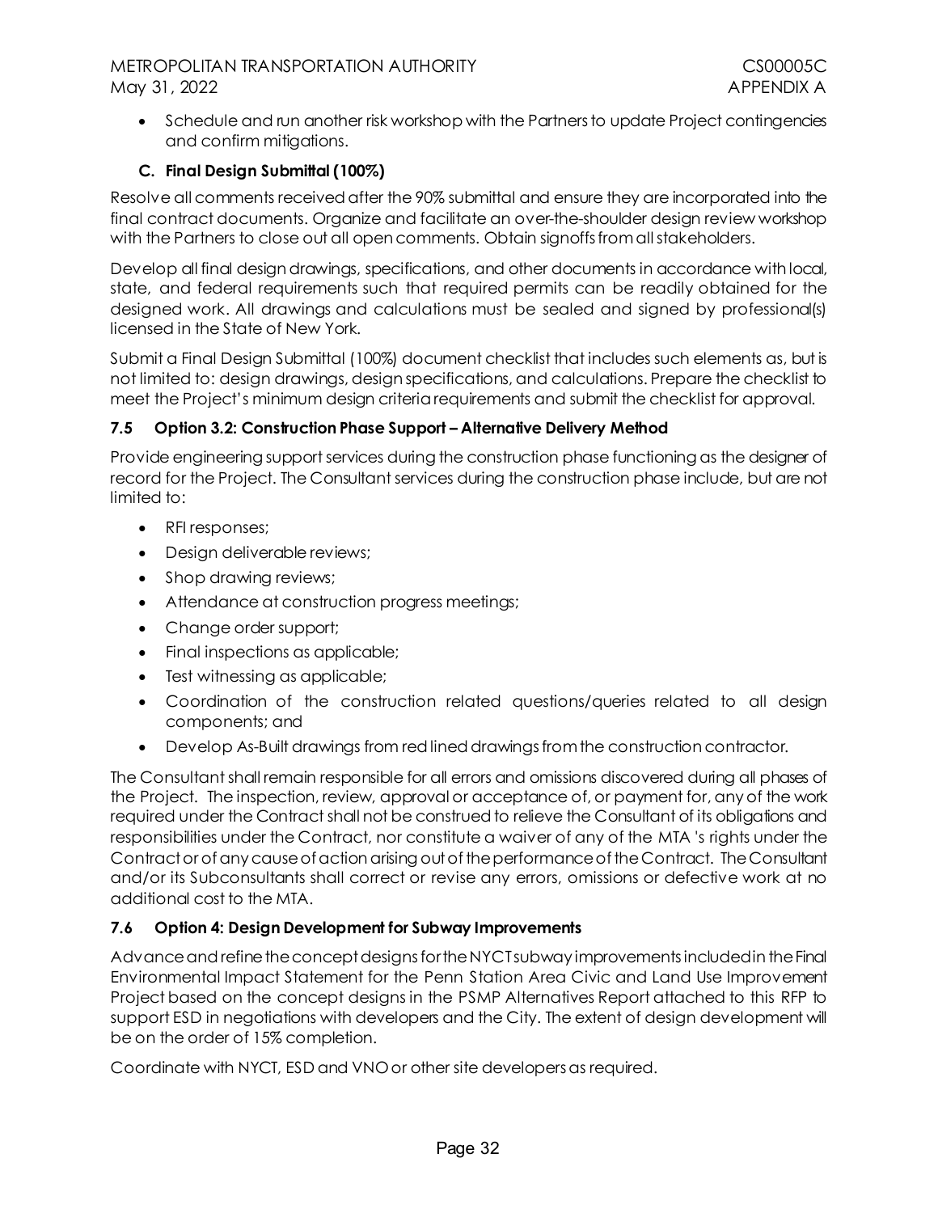- Schedule and run another risk workshop with the Partners to update Project contingencies and confirm mitigations.

### C. Final Design Submittal (100%)

Resolve all comments received after the 90% submittal and ensure they are incorporated into the final contract documents. Organize and facilitate an over-the-shoulder design review workshop with the Partners to close out all open comments. Obtain signoffs from all stakeholders.

Develop all final design drawings, specifications, and other documents in accordance with local, state, and federal requirements such that required permits can be readily obtained for the designed work. All drawings and calculations must be sealed and signed by professional(s) licensed in the State of New York.

Submit a Final Design Submittal (100%) document checklist that includes such elements as, but is not limited to: design drawings, design specifications, and calculations. Prepare the checklist to meet the Project's minimum design criteria requirements and submit the checklist for approval.

### 7.5 Option 3.2: Construction Phase Support – Alternative Delivery Method

Provide engineering support services during the construction phase functioning as the designer of record for the Project. The Consultant services during the construction phase include, but are not limited to:

- RFI responses;
- Design deliverable reviews;
- Shop drawing reviews;
- Attendance at construction progress meetings;
- Change order support;
- Final inspections as applicable;
- Test witnessing as applicable;
- Coordination of the construction related questions/queries related to all design components; and
- Develop As-Built drawings from red lined drawings from the construction contractor.

The Consultant shall remain responsible for all errors and omissions discovered during all phases of the Project. The inspection, review, approval or acceptance of, or payment for, any of the work required under the Contract shall not be construed to relieve the Consultant of its obligations and responsibilities under the Contract, nor constitute a waiver of any of the MTA 's rights under the Contract or of any cause of action arising out of the performance of the Contract. The Consultant and/or its Subconsultants shall correct or revise any errors, omissions or defective work at no additional cost to the MTA.

### 7.6 Option 4: Design Development for Subway Improvements

Advance and refine the concept designs for the NYCT subway improvements included in the Final Environmental Impact Statement for the Penn Station Area Civic and Land Use Improvement Project based on the concept designs in the PSMP Alternatives Report attached to this RFP to support ESD in negotiations with developers and the City. The extent of design development will be on the order of 15% completion.

Coordinate with NYCT, ESD and VNO or other site developers as required.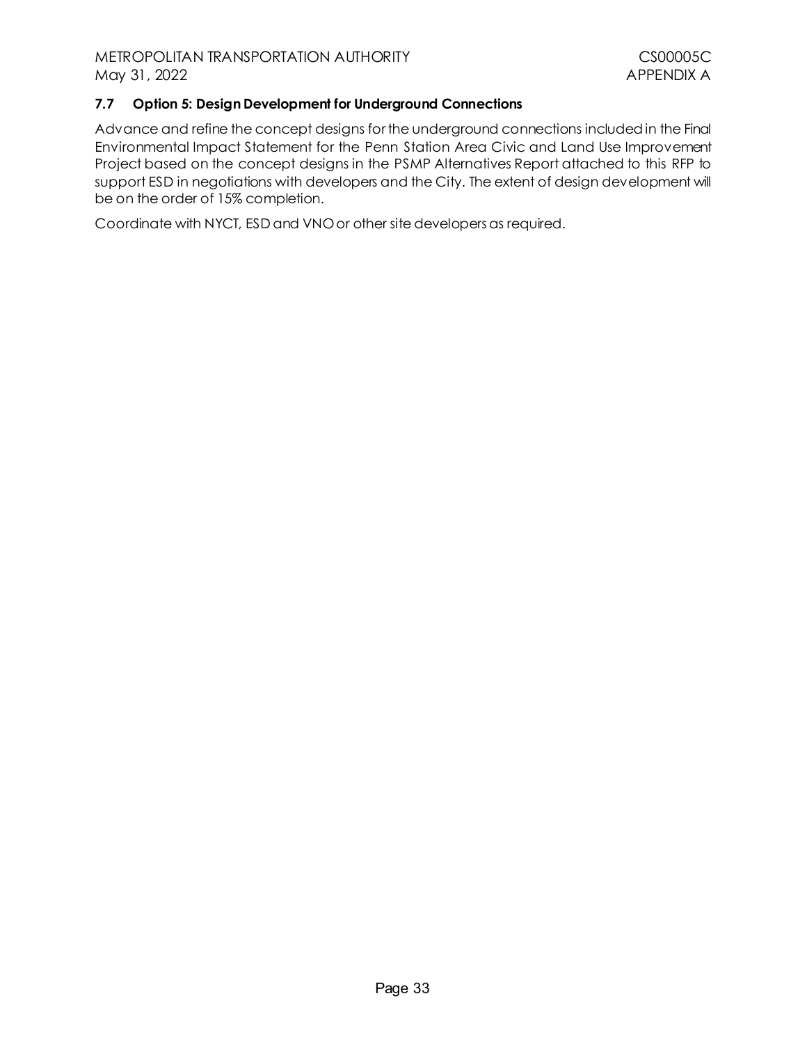### 7.7 Option 5: Design Development for Underground Connections

Advance and refine the concept designs for the underground connections included in the Final Environmental Impact Statement for the Penn Station Area Civic and Land Use Improvement Project based on the concept designs in the PSMP Alternatives Report attached to this RFP to support ESD in negotiations with developers and the City. The extent of design development will be on the order of 15% completion.

Coordinate with NYCT, ESD and VNO or other site developers as required.